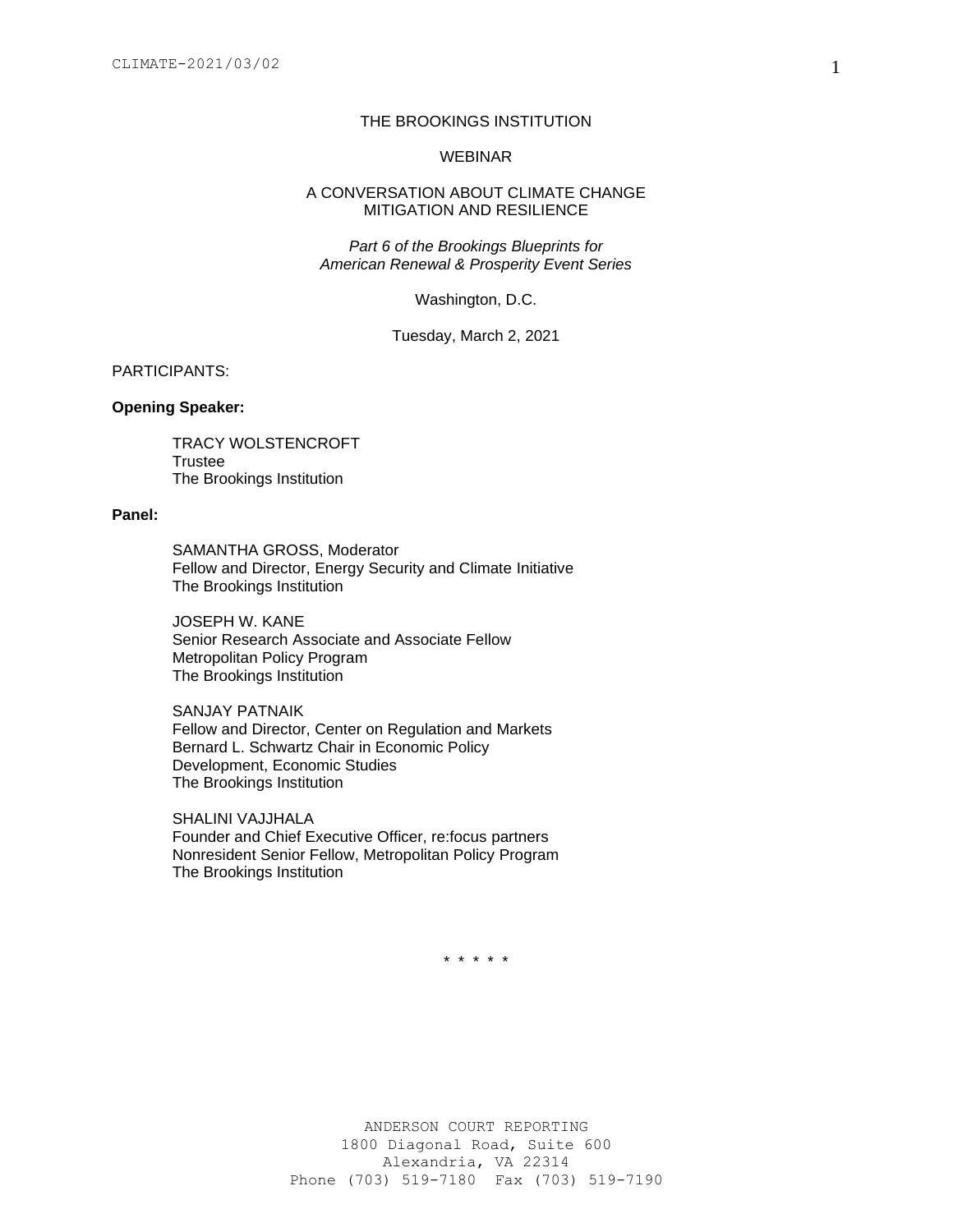THE BROOKINGS INSTITUTION

WEBINAR

A CONVERSATION ABOUT CLIMATE CHANGE
MITIGATION AND RESILIENCE

*Part 6 of the Brookings Blueprints for*
*American Renewal & Prosperity Event Series*

Washington, D.C.

Tuesday, March 2, 2021

PARTICIPANTS:

**Opening Speaker:**

TRACY WOLSTENCROFT
Trustee
The Brookings Institution

**Panel:**

SAMANTHA GROSS, Moderator
Fellow and Director, Energy Security and Climate Initiative
The Brookings Institution

JOSEPH W. KANE
Senior Research Associate and Associate Fellow
Metropolitan Policy Program
The Brookings Institution

SANJAY PATNAIK
Fellow and Director, Center on Regulation and Markets
Bernard L. Schwartz Chair in Economic Policy
Development, Economic Studies
The Brookings Institution

SHALINI VAJJHALA
Founder and Chief Executive Officer, re:focus partners
Nonresident Senior Fellow, Metropolitan Policy Program
The Brookings Institution

\* \* \* \* \*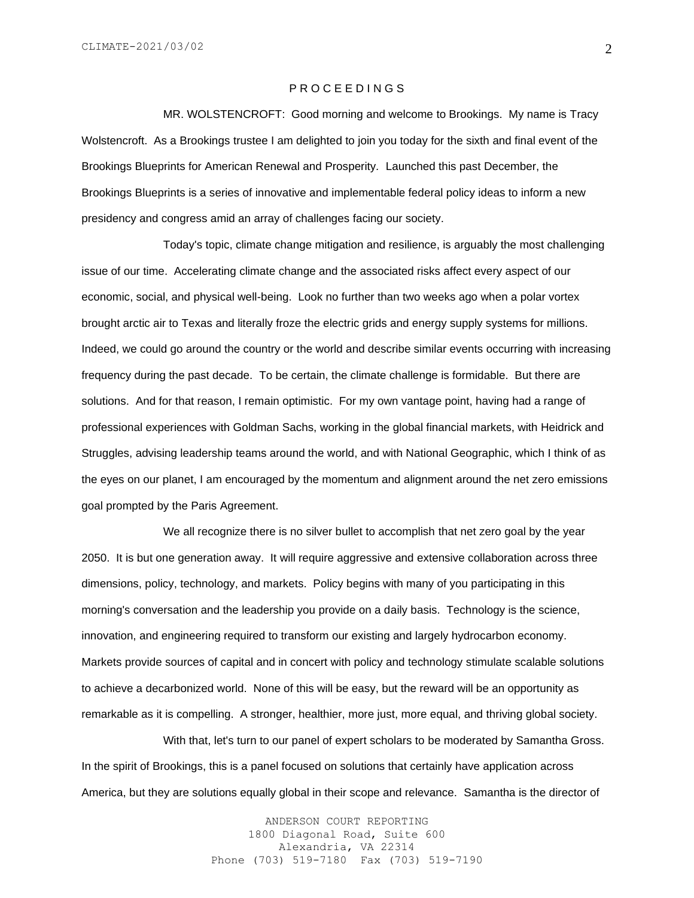P R O C E E D I N G S

MR. WOLSTENCROFT: Good morning and welcome to Brookings. My name is Tracy Wolstencroft. As a Brookings trustee I am delighted to join you today for the sixth and final event of the Brookings Blueprints for American Renewal and Prosperity. Launched this past December, the Brookings Blueprints is a series of innovative and implementable federal policy ideas to inform a new presidency and congress amid an array of challenges facing our society.

Today's topic, climate change mitigation and resilience, is arguably the most challenging issue of our time. Accelerating climate change and the associated risks affect every aspect of our economic, social, and physical well-being. Look no further than two weeks ago when a polar vortex brought arctic air to Texas and literally froze the electric grids and energy supply systems for millions. Indeed, we could go around the country or the world and describe similar events occurring with increasing frequency during the past decade. To be certain, the climate challenge is formidable. But there are solutions. And for that reason, I remain optimistic. For my own vantage point, having had a range of professional experiences with Goldman Sachs, working in the global financial markets, with Heidrick and Struggles, advising leadership teams around the world, and with National Geographic, which I think of as the eyes on our planet, I am encouraged by the momentum and alignment around the net zero emissions goal prompted by the Paris Agreement.

We all recognize there is no silver bullet to accomplish that net zero goal by the year 2050. It is but one generation away. It will require aggressive and extensive collaboration across three dimensions, policy, technology, and markets. Policy begins with many of you participating in this morning's conversation and the leadership you provide on a daily basis. Technology is the science, innovation, and engineering required to transform our existing and largely hydrocarbon economy. Markets provide sources of capital and in concert with policy and technology stimulate scalable solutions to achieve a decarbonized world. None of this will be easy, but the reward will be an opportunity as remarkable as it is compelling. A stronger, healthier, more just, more equal, and thriving global society.

With that, let's turn to our panel of expert scholars to be moderated by Samantha Gross. In the spirit of Brookings, this is a panel focused on solutions that certainly have application across America, but they are solutions equally global in their scope and relevance. Samantha is the director of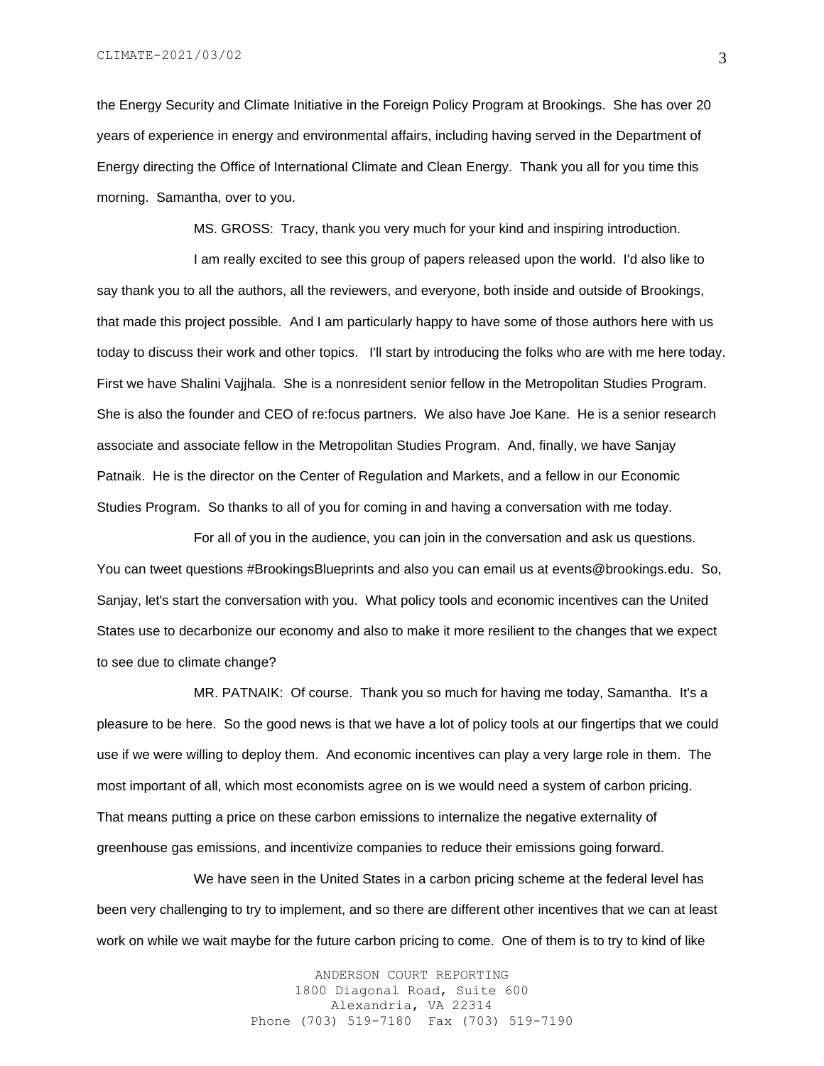the Energy Security and Climate Initiative in the Foreign Policy Program at Brookings. She has over 20 years of experience in energy and environmental affairs, including having served in the Department of Energy directing the Office of International Climate and Clean Energy. Thank you all for you time this morning. Samantha, over to you.

MS. GROSS: Tracy, thank you very much for your kind and inspiring introduction.

I am really excited to see this group of papers released upon the world. I'd also like to say thank you to all the authors, all the reviewers, and everyone, both inside and outside of Brookings, that made this project possible. And I am particularly happy to have some of those authors here with us today to discuss their work and other topics. I'll start by introducing the folks who are with me here today. First we have Shalini Vajjhala. She is a nonresident senior fellow in the Metropolitan Studies Program. She is also the founder and CEO of re:focus partners. We also have Joe Kane. He is a senior research associate and associate fellow in the Metropolitan Studies Program. And, finally, we have Sanjay Patnaik. He is the director on the Center of Regulation and Markets, and a fellow in our Economic Studies Program. So thanks to all of you for coming in and having a conversation with me today.

For all of you in the audience, you can join in the conversation and ask us questions. You can tweet questions #BrookingsBlueprints and also you can email us at events@brookings.edu. So, Sanjay, let's start the conversation with you. What policy tools and economic incentives can the United States use to decarbonize our economy and also to make it more resilient to the changes that we expect to see due to climate change?

MR. PATNAIK: Of course. Thank you so much for having me today, Samantha. It's a pleasure to be here. So the good news is that we have a lot of policy tools at our fingertips that we could use if we were willing to deploy them. And economic incentives can play a very large role in them. The most important of all, which most economists agree on is we would need a system of carbon pricing. That means putting a price on these carbon emissions to internalize the negative externality of greenhouse gas emissions, and incentivize companies to reduce their emissions going forward.

We have seen in the United States in a carbon pricing scheme at the federal level has been very challenging to try to implement, and so there are different other incentives that we can at least work on while we wait maybe for the future carbon pricing to come. One of them is to try to kind of like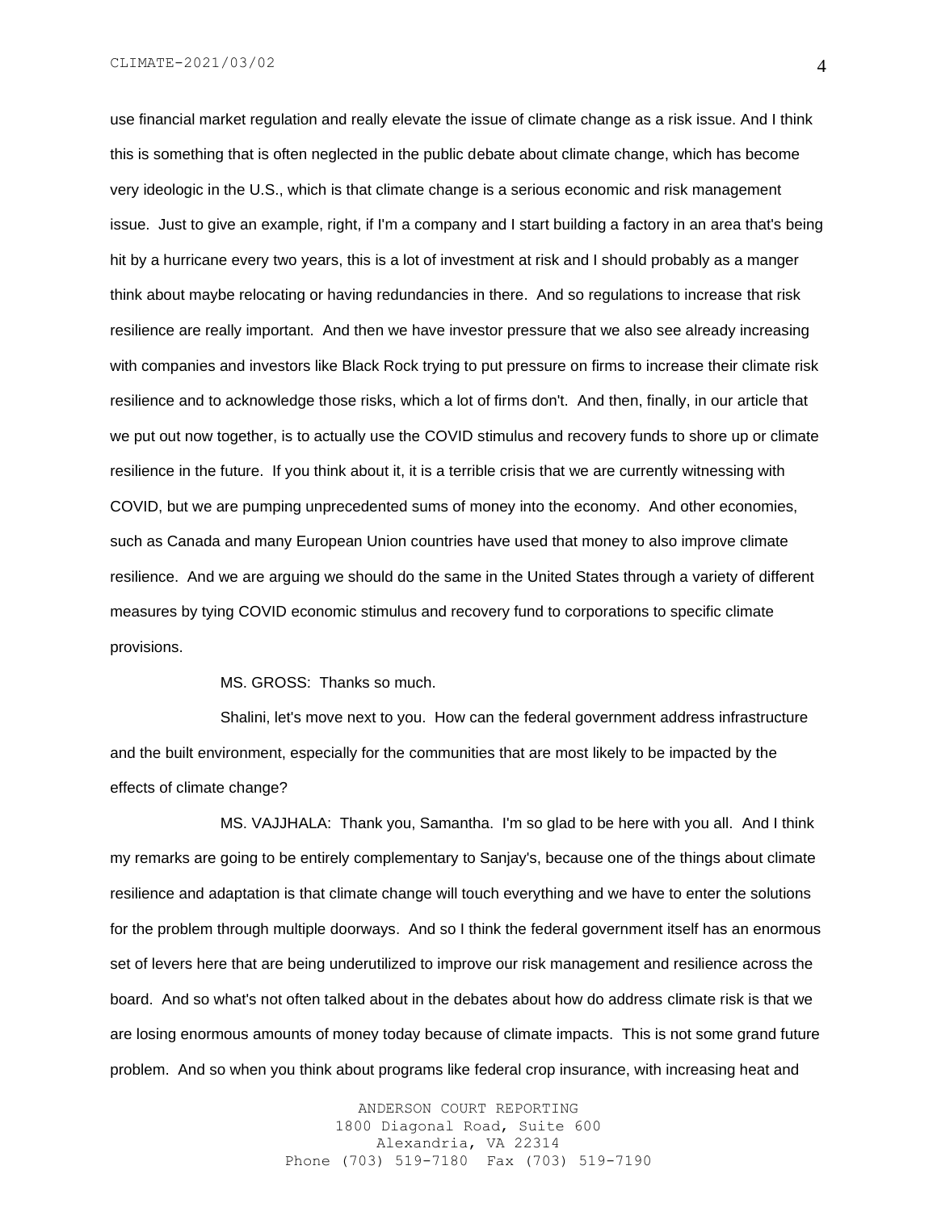use financial market regulation and really elevate the issue of climate change as a risk issue. And I think this is something that is often neglected in the public debate about climate change, which has become very ideologic in the U.S., which is that climate change is a serious economic and risk management issue. Just to give an example, right, if I'm a company and I start building a factory in an area that's being hit by a hurricane every two years, this is a lot of investment at risk and I should probably as a manger think about maybe relocating or having redundancies in there. And so regulations to increase that risk resilience are really important. And then we have investor pressure that we also see already increasing with companies and investors like Black Rock trying to put pressure on firms to increase their climate risk resilience and to acknowledge those risks, which a lot of firms don't. And then, finally, in our article that we put out now together, is to actually use the COVID stimulus and recovery funds to shore up or climate resilience in the future. If you think about it, it is a terrible crisis that we are currently witnessing with COVID, but we are pumping unprecedented sums of money into the economy. And other economies, such as Canada and many European Union countries have used that money to also improve climate resilience. And we are arguing we should do the same in the United States through a variety of different measures by tying COVID economic stimulus and recovery fund to corporations to specific climate provisions.

MS. GROSS: Thanks so much.

Shalini, let's move next to you. How can the federal government address infrastructure and the built environment, especially for the communities that are most likely to be impacted by the effects of climate change?

MS. VAJJHALA: Thank you, Samantha. I'm so glad to be here with you all. And I think my remarks are going to be entirely complementary to Sanjay's, because one of the things about climate resilience and adaptation is that climate change will touch everything and we have to enter the solutions for the problem through multiple doorways. And so I think the federal government itself has an enormous set of levers here that are being underutilized to improve our risk management and resilience across the board. And so what's not often talked about in the debates about how do address climate risk is that we are losing enormous amounts of money today because of climate impacts. This is not some grand future problem. And so when you think about programs like federal crop insurance, with increasing heat and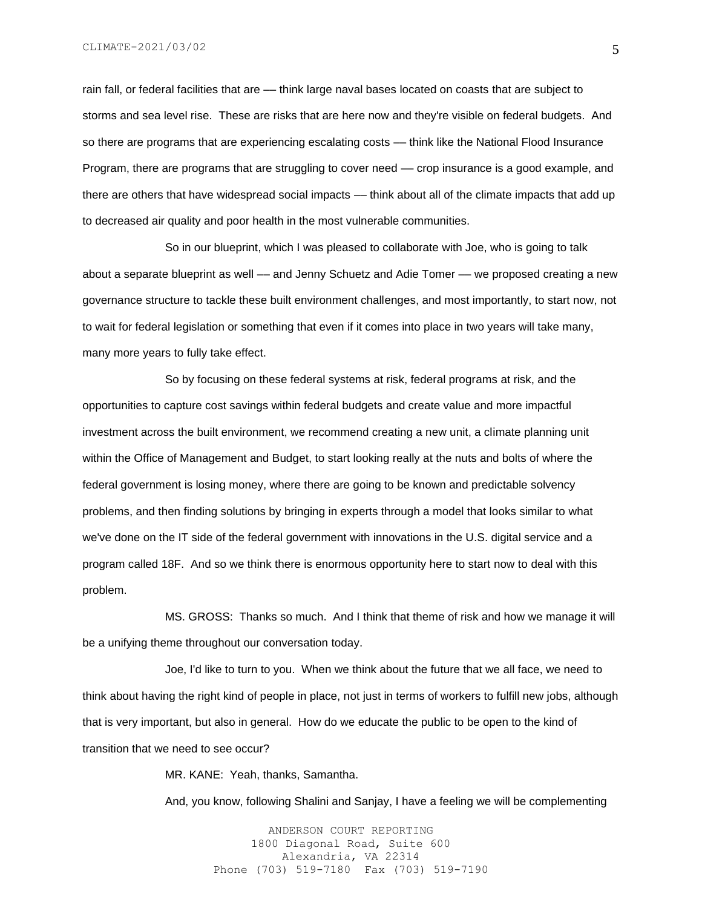rain fall, or federal facilities that are — think large naval bases located on coasts that are subject to storms and sea level rise. These are risks that are here now and they're visible on federal budgets. And so there are programs that are experiencing escalating costs — think like the National Flood Insurance Program, there are programs that are struggling to cover need — crop insurance is a good example, and there are others that have widespread social impacts — think about all of the climate impacts that add up to decreased air quality and poor health in the most vulnerable communities.

So in our blueprint, which I was pleased to collaborate with Joe, who is going to talk about a separate blueprint as well — and Jenny Schuetz and Adie Tomer — we proposed creating a new governance structure to tackle these built environment challenges, and most importantly, to start now, not to wait for federal legislation or something that even if it comes into place in two years will take many, many more years to fully take effect.

So by focusing on these federal systems at risk, federal programs at risk, and the opportunities to capture cost savings within federal budgets and create value and more impactful investment across the built environment, we recommend creating a new unit, a climate planning unit within the Office of Management and Budget, to start looking really at the nuts and bolts of where the federal government is losing money, where there are going to be known and predictable solvency problems, and then finding solutions by bringing in experts through a model that looks similar to what we've done on the IT side of the federal government with innovations in the U.S. digital service and a program called 18F. And so we think there is enormous opportunity here to start now to deal with this problem.

MS. GROSS: Thanks so much. And I think that theme of risk and how we manage it will be a unifying theme throughout our conversation today.

Joe, I'd like to turn to you. When we think about the future that we all face, we need to think about having the right kind of people in place, not just in terms of workers to fulfill new jobs, although that is very important, but also in general. How do we educate the public to be open to the kind of transition that we need to see occur?

MR. KANE: Yeah, thanks, Samantha.

And, you know, following Shalini and Sanjay, I have a feeling we will be complementing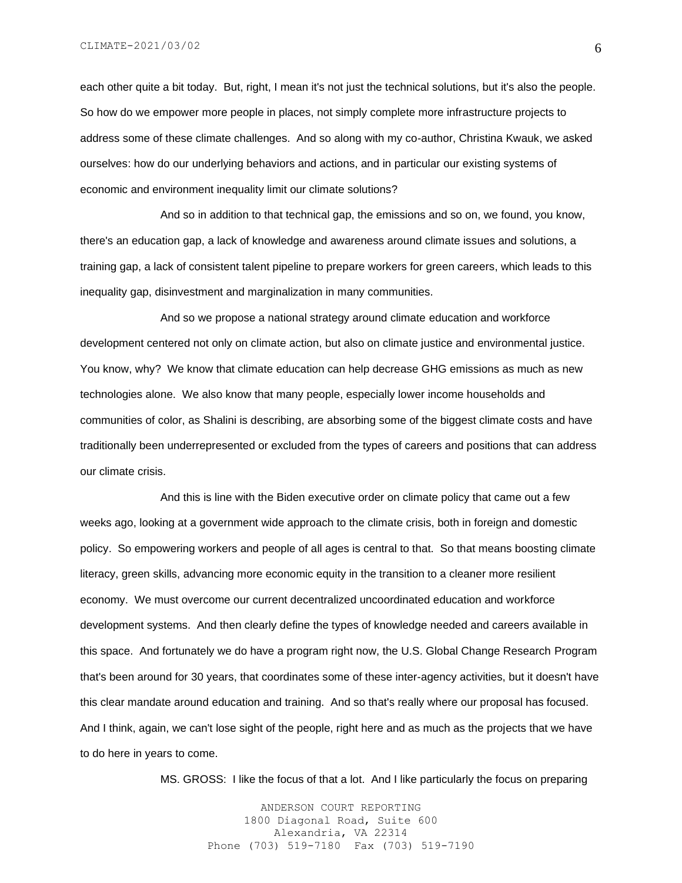each other quite a bit today. But, right, I mean it's not just the technical solutions, but it's also the people. So how do we empower more people in places, not simply complete more infrastructure projects to address some of these climate challenges. And so along with my co-author, Christina Kwauk, we asked ourselves: how do our underlying behaviors and actions, and in particular our existing systems of economic and environment inequality limit our climate solutions?

And so in addition to that technical gap, the emissions and so on, we found, you know, there's an education gap, a lack of knowledge and awareness around climate issues and solutions, a training gap, a lack of consistent talent pipeline to prepare workers for green careers, which leads to this inequality gap, disinvestment and marginalization in many communities.

And so we propose a national strategy around climate education and workforce development centered not only on climate action, but also on climate justice and environmental justice. You know, why? We know that climate education can help decrease GHG emissions as much as new technologies alone. We also know that many people, especially lower income households and communities of color, as Shalini is describing, are absorbing some of the biggest climate costs and have traditionally been underrepresented or excluded from the types of careers and positions that can address our climate crisis.

And this is line with the Biden executive order on climate policy that came out a few weeks ago, looking at a government wide approach to the climate crisis, both in foreign and domestic policy. So empowering workers and people of all ages is central to that. So that means boosting climate literacy, green skills, advancing more economic equity in the transition to a cleaner more resilient economy. We must overcome our current decentralized uncoordinated education and workforce development systems. And then clearly define the types of knowledge needed and careers available in this space. And fortunately we do have a program right now, the U.S. Global Change Research Program that's been around for 30 years, that coordinates some of these inter-agency activities, but it doesn't have this clear mandate around education and training. And so that's really where our proposal has focused. And I think, again, we can't lose sight of the people, right here and as much as the projects that we have to do here in years to come.

MS. GROSS: I like the focus of that a lot. And I like particularly the focus on preparing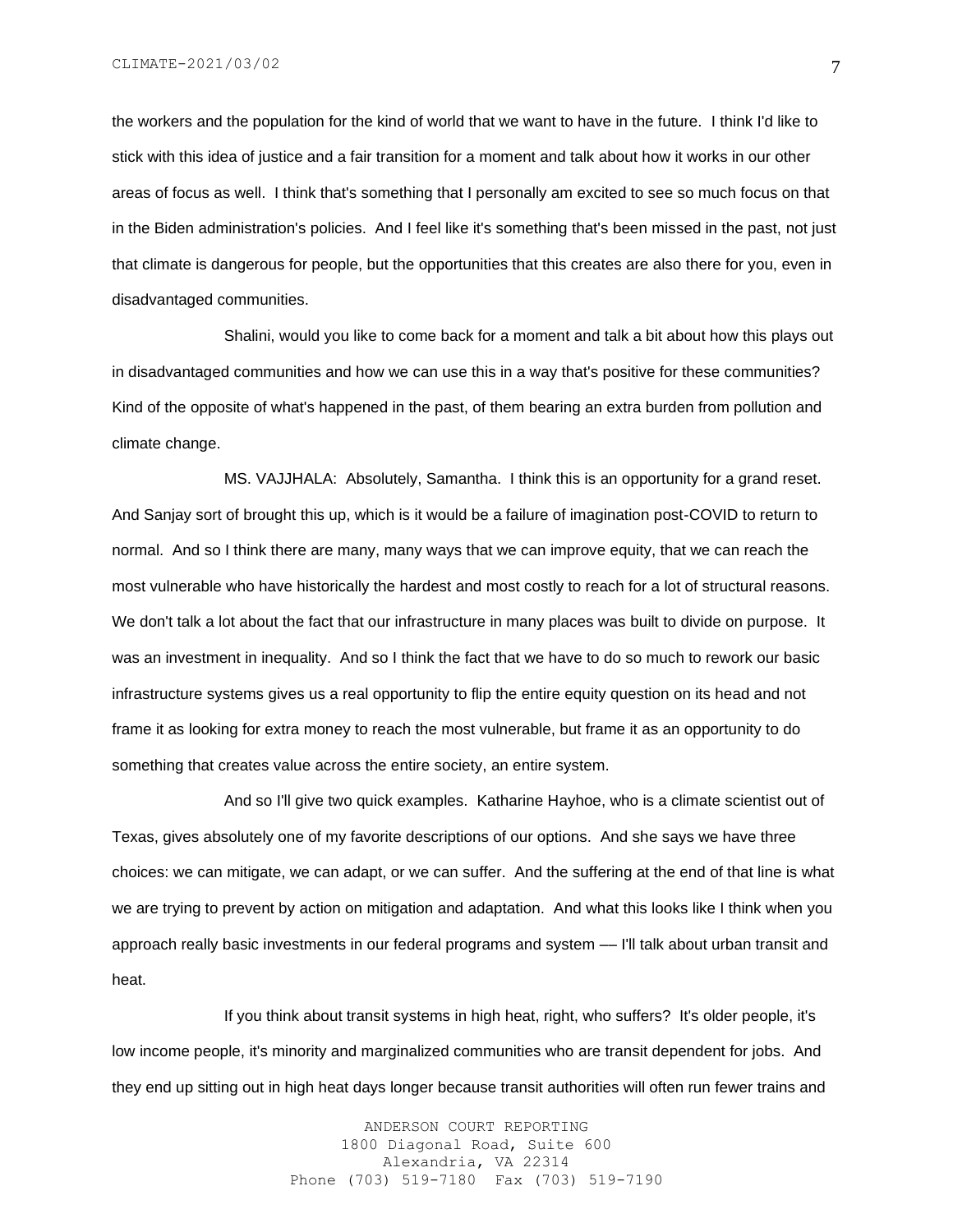the workers and the population for the kind of world that we want to have in the future. I think I'd like to stick with this idea of justice and a fair transition for a moment and talk about how it works in our other areas of focus as well. I think that's something that I personally am excited to see so much focus on that in the Biden administration's policies. And I feel like it's something that's been missed in the past, not just that climate is dangerous for people, but the opportunities that this creates are also there for you, even in disadvantaged communities.

Shalini, would you like to come back for a moment and talk a bit about how this plays out in disadvantaged communities and how we can use this in a way that's positive for these communities? Kind of the opposite of what's happened in the past, of them bearing an extra burden from pollution and climate change.

MS. VAJJHALA: Absolutely, Samantha. I think this is an opportunity for a grand reset. And Sanjay sort of brought this up, which is it would be a failure of imagination post-COVID to return to normal. And so I think there are many, many ways that we can improve equity, that we can reach the most vulnerable who have historically the hardest and most costly to reach for a lot of structural reasons. We don't talk a lot about the fact that our infrastructure in many places was built to divide on purpose. It was an investment in inequality. And so I think the fact that we have to do so much to rework our basic infrastructure systems gives us a real opportunity to flip the entire equity question on its head and not frame it as looking for extra money to reach the most vulnerable, but frame it as an opportunity to do something that creates value across the entire society, an entire system.

And so I'll give two quick examples. Katharine Hayhoe, who is a climate scientist out of Texas, gives absolutely one of my favorite descriptions of our options. And she says we have three choices: we can mitigate, we can adapt, or we can suffer. And the suffering at the end of that line is what we are trying to prevent by action on mitigation and adaptation. And what this looks like I think when you approach really basic investments in our federal programs and system –– I'll talk about urban transit and heat.

If you think about transit systems in high heat, right, who suffers? It's older people, it's low income people, it's minority and marginalized communities who are transit dependent for jobs. And they end up sitting out in high heat days longer because transit authorities will often run fewer trains and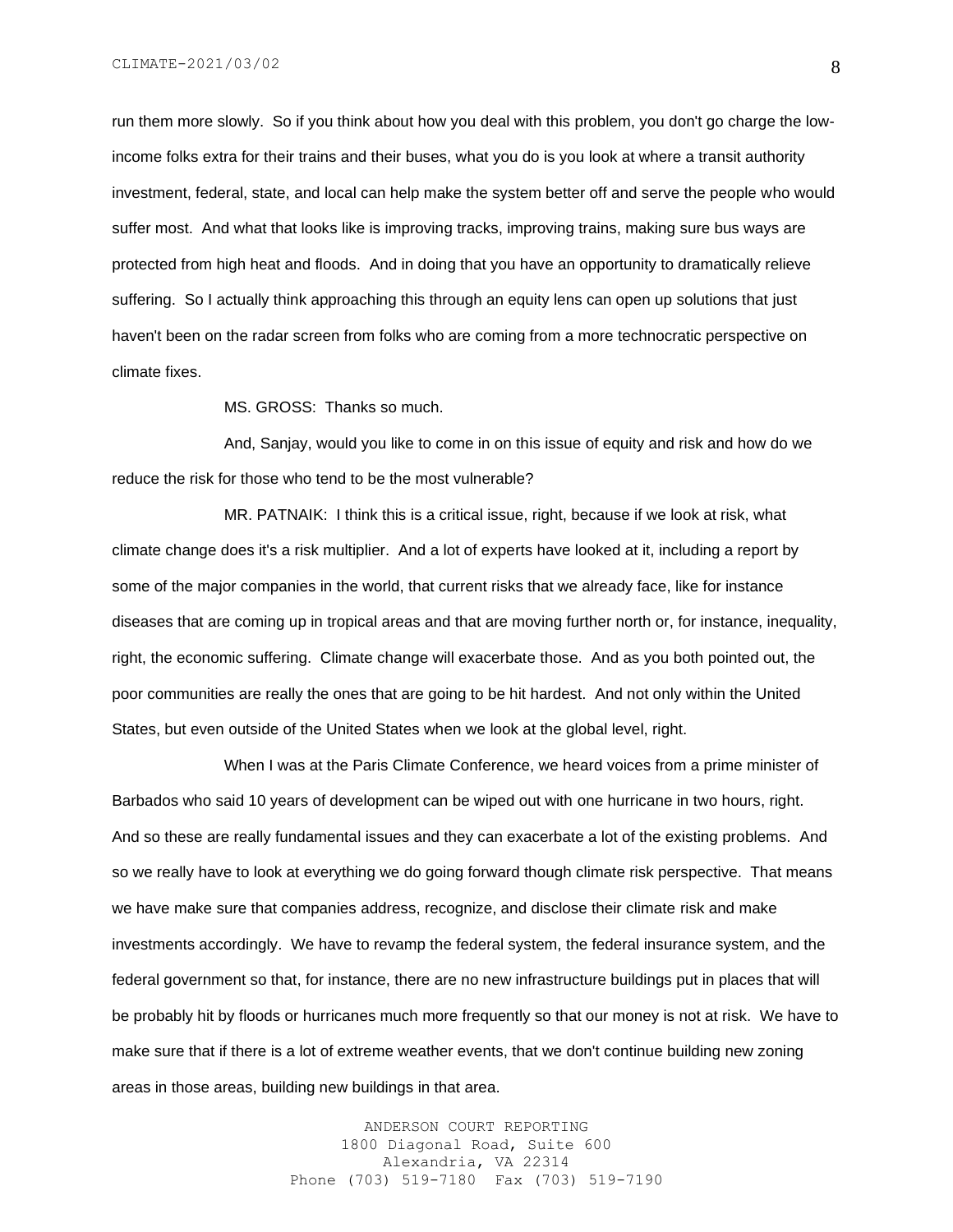run them more slowly. So if you think about how you deal with this problem, you don't go charge the low-income folks extra for their trains and their buses, what you do is you look at where a transit authority investment, federal, state, and local can help make the system better off and serve the people who would suffer most. And what that looks like is improving tracks, improving trains, making sure bus ways are protected from high heat and floods. And in doing that you have an opportunity to dramatically relieve suffering. So I actually think approaching this through an equity lens can open up solutions that just haven't been on the radar screen from folks who are coming from a more technocratic perspective on climate fixes.

MS. GROSS: Thanks so much.

And, Sanjay, would you like to come in on this issue of equity and risk and how do we reduce the risk for those who tend to be the most vulnerable?

MR. PATNAIK: I think this is a critical issue, right, because if we look at risk, what climate change does it's a risk multiplier. And a lot of experts have looked at it, including a report by some of the major companies in the world, that current risks that we already face, like for instance diseases that are coming up in tropical areas and that are moving further north or, for instance, inequality, right, the economic suffering. Climate change will exacerbate those. And as you both pointed out, the poor communities are really the ones that are going to be hit hardest. And not only within the United States, but even outside of the United States when we look at the global level, right.

When I was at the Paris Climate Conference, we heard voices from a prime minister of Barbados who said 10 years of development can be wiped out with one hurricane in two hours, right. And so these are really fundamental issues and they can exacerbate a lot of the existing problems. And so we really have to look at everything we do going forward though climate risk perspective. That means we have make sure that companies address, recognize, and disclose their climate risk and make investments accordingly. We have to revamp the federal system, the federal insurance system, and the federal government so that, for instance, there are no new infrastructure buildings put in places that will be probably hit by floods or hurricanes much more frequently so that our money is not at risk. We have to make sure that if there is a lot of extreme weather events, that we don't continue building new zoning areas in those areas, building new buildings in that area.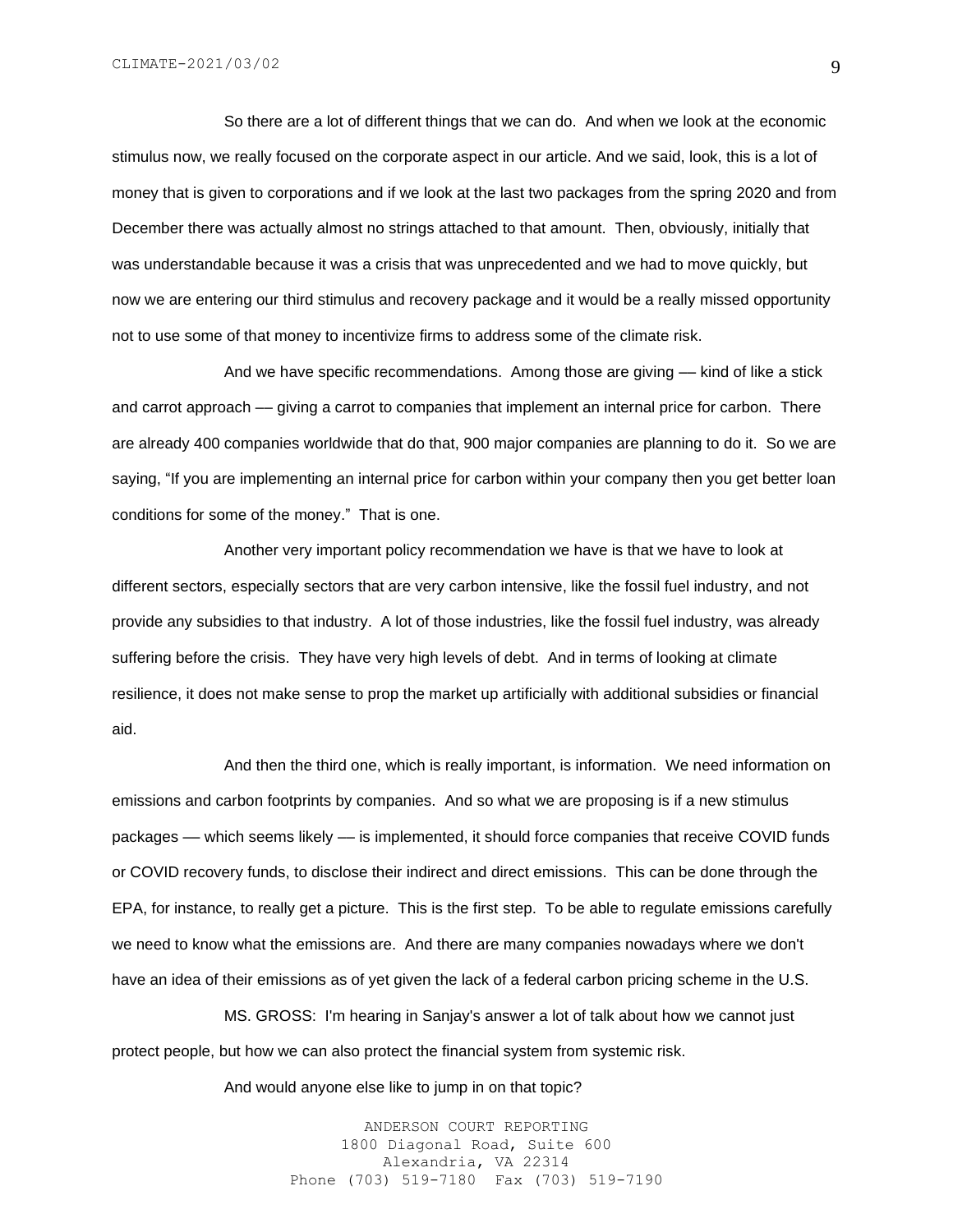So there are a lot of different things that we can do. And when we look at the economic stimulus now, we really focused on the corporate aspect in our article. And we said, look, this is a lot of money that is given to corporations and if we look at the last two packages from the spring 2020 and from December there was actually almost no strings attached to that amount. Then, obviously, initially that was understandable because it was a crisis that was unprecedented and we had to move quickly, but now we are entering our third stimulus and recovery package and it would be a really missed opportunity not to use some of that money to incentivize firms to address some of the climate risk.

And we have specific recommendations. Among those are giving –– kind of like a stick and carrot approach –– giving a carrot to companies that implement an internal price for carbon. There are already 400 companies worldwide that do that, 900 major companies are planning to do it. So we are saying, "If you are implementing an internal price for carbon within your company then you get better loan conditions for some of the money." That is one.

Another very important policy recommendation we have is that we have to look at different sectors, especially sectors that are very carbon intensive, like the fossil fuel industry, and not provide any subsidies to that industry. A lot of those industries, like the fossil fuel industry, was already suffering before the crisis. They have very high levels of debt. And in terms of looking at climate resilience, it does not make sense to prop the market up artificially with additional subsidies or financial aid.

And then the third one, which is really important, is information. We need information on emissions and carbon footprints by companies. And so what we are proposing is if a new stimulus packages –– which seems likely –– is implemented, it should force companies that receive COVID funds or COVID recovery funds, to disclose their indirect and direct emissions. This can be done through the EPA, for instance, to really get a picture. This is the first step. To be able to regulate emissions carefully we need to know what the emissions are. And there are many companies nowadays where we don't have an idea of their emissions as of yet given the lack of a federal carbon pricing scheme in the U.S.

MS. GROSS: I'm hearing in Sanjay's answer a lot of talk about how we cannot just protect people, but how we can also protect the financial system from systemic risk.

And would anyone else like to jump in on that topic?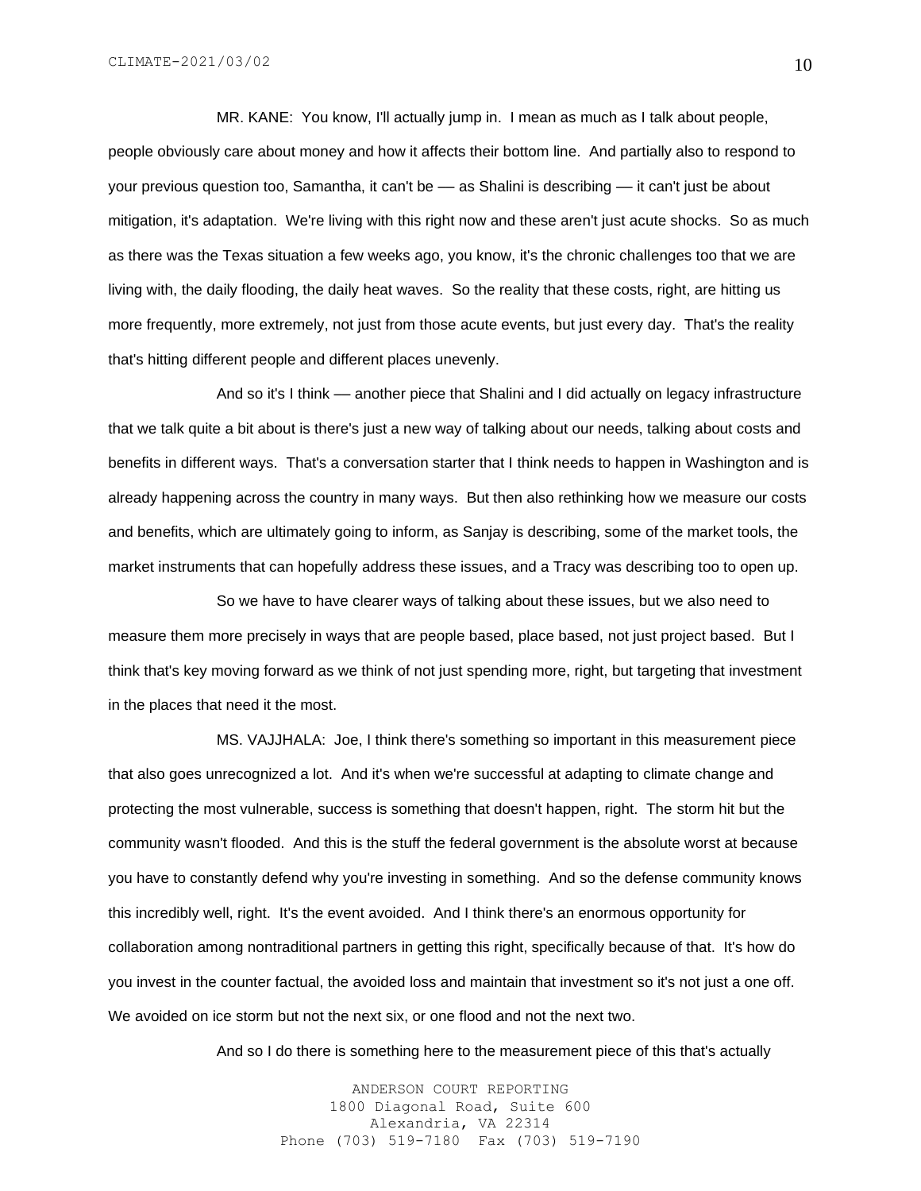MR. KANE: You know, I'll actually jump in. I mean as much as I talk about people, people obviously care about money and how it affects their bottom line. And partially also to respond to your previous question too, Samantha, it can't be — as Shalini is describing — it can't just be about mitigation, it's adaptation. We're living with this right now and these aren't just acute shocks. So as much as there was the Texas situation a few weeks ago, you know, it's the chronic challenges too that we are living with, the daily flooding, the daily heat waves. So the reality that these costs, right, are hitting us more frequently, more extremely, not just from those acute events, but just every day. That's the reality that's hitting different people and different places unevenly.

And so it's I think — another piece that Shalini and I did actually on legacy infrastructure that we talk quite a bit about is there's just a new way of talking about our needs, talking about costs and benefits in different ways. That's a conversation starter that I think needs to happen in Washington and is already happening across the country in many ways. But then also rethinking how we measure our costs and benefits, which are ultimately going to inform, as Sanjay is describing, some of the market tools, the market instruments that can hopefully address these issues, and a Tracy was describing too to open up.

So we have to have clearer ways of talking about these issues, but we also need to measure them more precisely in ways that are people based, place based, not just project based. But I think that's key moving forward as we think of not just spending more, right, but targeting that investment in the places that need it the most.

MS. VAJJHALA: Joe, I think there's something so important in this measurement piece that also goes unrecognized a lot. And it's when we're successful at adapting to climate change and protecting the most vulnerable, success is something that doesn't happen, right. The storm hit but the community wasn't flooded. And this is the stuff the federal government is the absolute worst at because you have to constantly defend why you're investing in something. And so the defense community knows this incredibly well, right. It's the event avoided. And I think there's an enormous opportunity for collaboration among nontraditional partners in getting this right, specifically because of that. It's how do you invest in the counter factual, the avoided loss and maintain that investment so it's not just a one off. We avoided on ice storm but not the next six, or one flood and not the next two.

And so I do there is something here to the measurement piece of this that's actually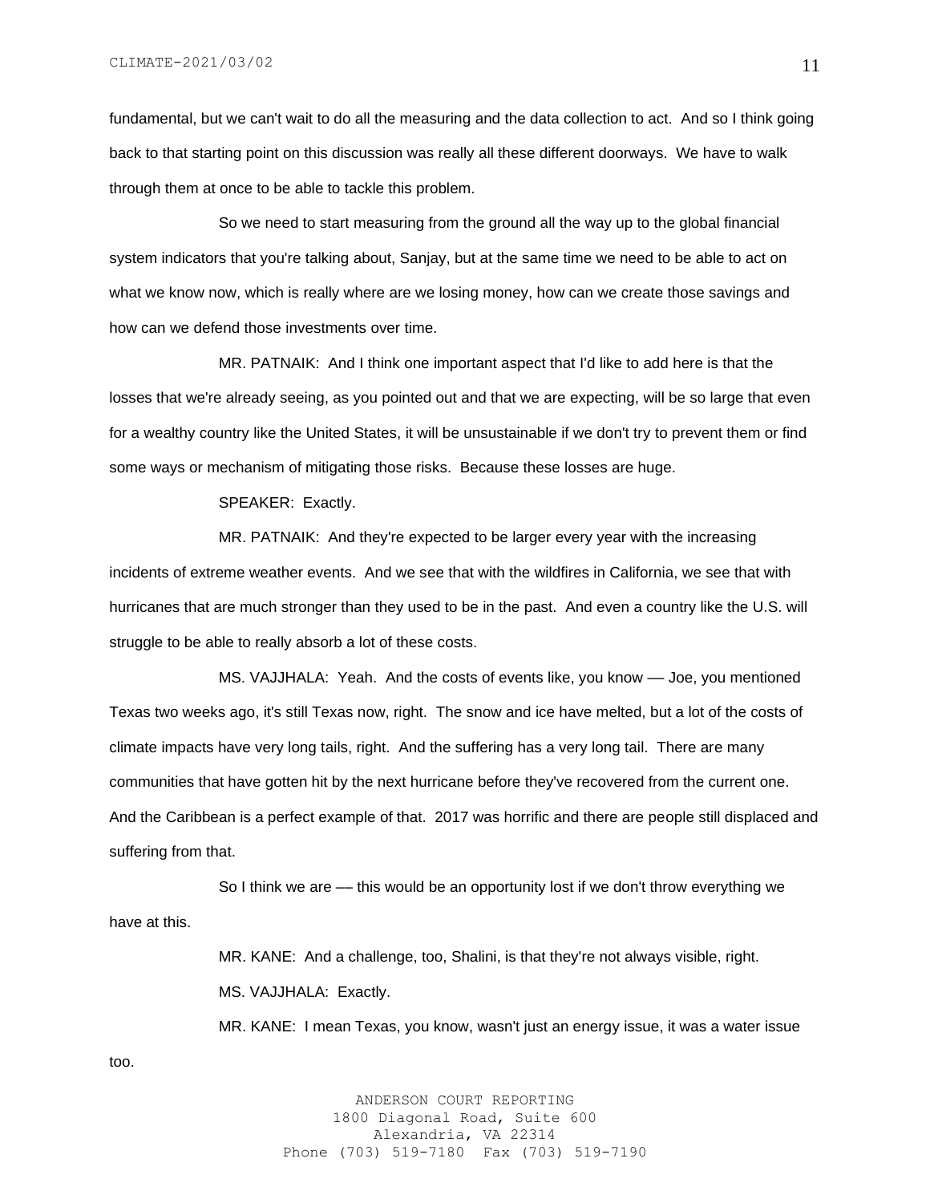fundamental, but we can't wait to do all the measuring and the data collection to act. And so I think going back to that starting point on this discussion was really all these different doorways. We have to walk through them at once to be able to tackle this problem.

So we need to start measuring from the ground all the way up to the global financial system indicators that you're talking about, Sanjay, but at the same time we need to be able to act on what we know now, which is really where are we losing money, how can we create those savings and how can we defend those investments over time.

MR. PATNAIK: And I think one important aspect that I'd like to add here is that the losses that we're already seeing, as you pointed out and that we are expecting, will be so large that even for a wealthy country like the United States, it will be unsustainable if we don't try to prevent them or find some ways or mechanism of mitigating those risks. Because these losses are huge.

SPEAKER: Exactly.

MR. PATNAIK: And they're expected to be larger every year with the increasing incidents of extreme weather events. And we see that with the wildfires in California, we see that with hurricanes that are much stronger than they used to be in the past. And even a country like the U.S. will struggle to be able to really absorb a lot of these costs.

MS. VAJJHALA: Yeah. And the costs of events like, you know –– Joe, you mentioned Texas two weeks ago, it's still Texas now, right. The snow and ice have melted, but a lot of the costs of climate impacts have very long tails, right. And the suffering has a very long tail. There are many communities that have gotten hit by the next hurricane before they've recovered from the current one. And the Caribbean is a perfect example of that. 2017 was horrific and there are people still displaced and suffering from that.

So I think we are –– this would be an opportunity lost if we don't throw everything we have at this.

MR. KANE: And a challenge, too, Shalini, is that they're not always visible, right.

MS. VAJJHALA: Exactly.

MR. KANE: I mean Texas, you know, wasn't just an energy issue, it was a water issue too.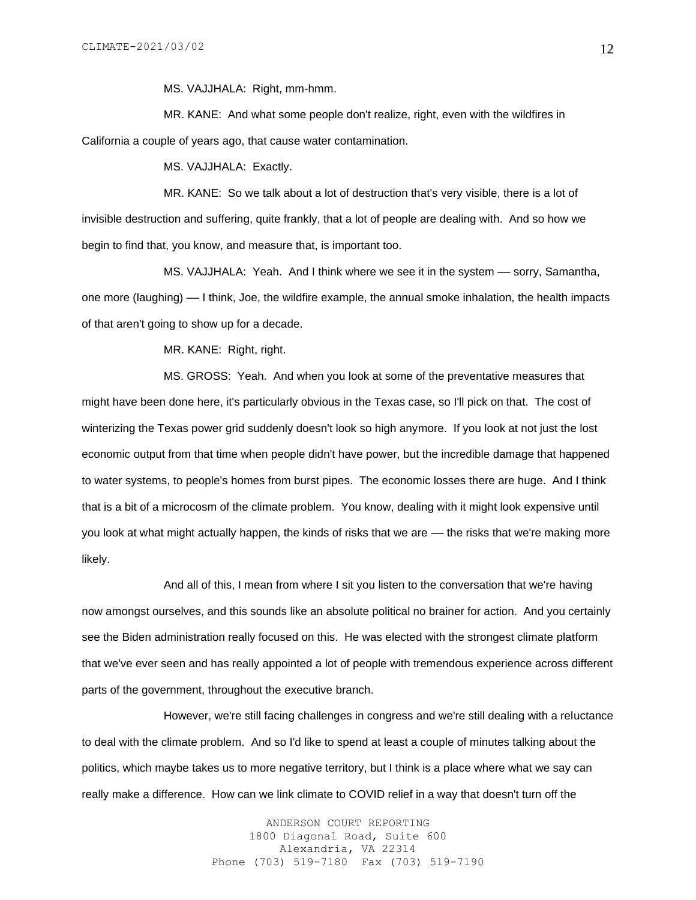MS. VAJJHALA: Right, mm-hmm.

MR. KANE: And what some people don't realize, right, even with the wildfires in California a couple of years ago, that cause water contamination.

MS. VAJJHALA: Exactly.

MR. KANE: So we talk about a lot of destruction that's very visible, there is a lot of invisible destruction and suffering, quite frankly, that a lot of people are dealing with. And so how we begin to find that, you know, and measure that, is important too.

MS. VAJJHALA: Yeah. And I think where we see it in the system –– sorry, Samantha, one more (laughing) –– I think, Joe, the wildfire example, the annual smoke inhalation, the health impacts of that aren't going to show up for a decade.

MR. KANE: Right, right.

MS. GROSS: Yeah. And when you look at some of the preventative measures that might have been done here, it's particularly obvious in the Texas case, so I'll pick on that. The cost of winterizing the Texas power grid suddenly doesn't look so high anymore. If you look at not just the lost economic output from that time when people didn't have power, but the incredible damage that happened to water systems, to people's homes from burst pipes. The economic losses there are huge. And I think that is a bit of a microcosm of the climate problem. You know, dealing with it might look expensive until you look at what might actually happen, the kinds of risks that we are –– the risks that we're making more likely.

And all of this, I mean from where I sit you listen to the conversation that we're having now amongst ourselves, and this sounds like an absolute political no brainer for action. And you certainly see the Biden administration really focused on this. He was elected with the strongest climate platform that we've ever seen and has really appointed a lot of people with tremendous experience across different parts of the government, throughout the executive branch.

However, we're still facing challenges in congress and we're still dealing with a reluctance to deal with the climate problem. And so I'd like to spend at least a couple of minutes talking about the politics, which maybe takes us to more negative territory, but I think is a place where what we say can really make a difference. How can we link climate to COVID relief in a way that doesn't turn off the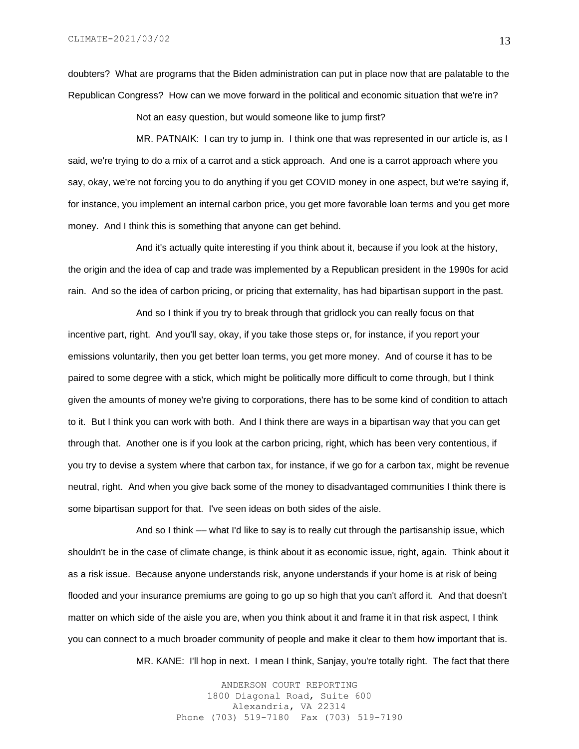doubters? What are programs that the Biden administration can put in place now that are palatable to the Republican Congress? How can we move forward in the political and economic situation that we're in?

Not an easy question, but would someone like to jump first?

MR. PATNAIK: I can try to jump in. I think one that was represented in our article is, as I said, we're trying to do a mix of a carrot and a stick approach. And one is a carrot approach where you say, okay, we're not forcing you to do anything if you get COVID money in one aspect, but we're saying if, for instance, you implement an internal carbon price, you get more favorable loan terms and you get more money. And I think this is something that anyone can get behind.

And it's actually quite interesting if you think about it, because if you look at the history, the origin and the idea of cap and trade was implemented by a Republican president in the 1990s for acid rain. And so the idea of carbon pricing, or pricing that externality, has had bipartisan support in the past.

And so I think if you try to break through that gridlock you can really focus on that incentive part, right. And you'll say, okay, if you take those steps or, for instance, if you report your emissions voluntarily, then you get better loan terms, you get more money. And of course it has to be paired to some degree with a stick, which might be politically more difficult to come through, but I think given the amounts of money we're giving to corporations, there has to be some kind of condition to attach to it. But I think you can work with both. And I think there are ways in a bipartisan way that you can get through that. Another one is if you look at the carbon pricing, right, which has been very contentious, if you try to devise a system where that carbon tax, for instance, if we go for a carbon tax, might be revenue neutral, right. And when you give back some of the money to disadvantaged communities I think there is some bipartisan support for that. I've seen ideas on both sides of the aisle.

And so I think — what I'd like to say is to really cut through the partisanship issue, which shouldn't be in the case of climate change, is think about it as economic issue, right, again. Think about it as a risk issue. Because anyone understands risk, anyone understands if your home is at risk of being flooded and your insurance premiums are going to go up so high that you can't afford it. And that doesn't matter on which side of the aisle you are, when you think about it and frame it in that risk aspect, I think you can connect to a much broader community of people and make it clear to them how important that is.

MR. KANE: I'll hop in next. I mean I think, Sanjay, you're totally right. The fact that there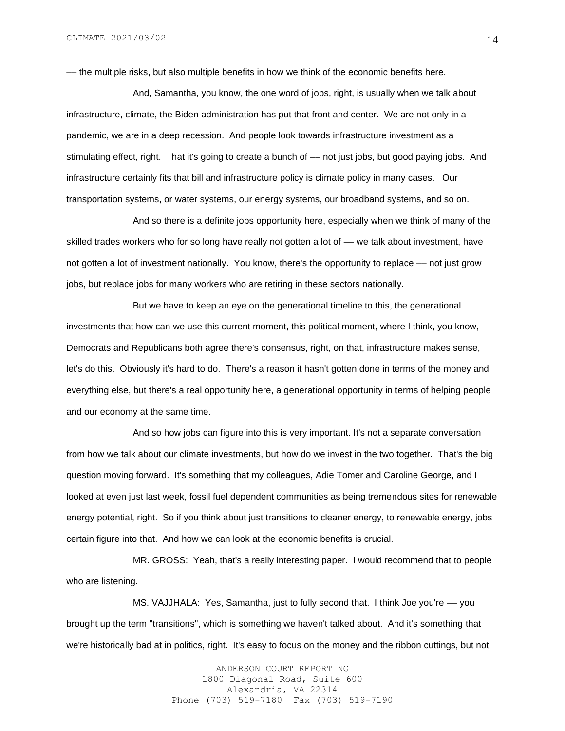–– the multiple risks, but also multiple benefits in how we think of the economic benefits here.

And, Samantha, you know, the one word of jobs, right, is usually when we talk about infrastructure, climate, the Biden administration has put that front and center. We are not only in a pandemic, we are in a deep recession. And people look towards infrastructure investment as a stimulating effect, right. That it's going to create a bunch of –– not just jobs, but good paying jobs. And infrastructure certainly fits that bill and infrastructure policy is climate policy in many cases. Our transportation systems, or water systems, our energy systems, our broadband systems, and so on.

And so there is a definite jobs opportunity here, especially when we think of many of the skilled trades workers who for so long have really not gotten a lot of –– we talk about investment, have not gotten a lot of investment nationally. You know, there's the opportunity to replace –– not just grow jobs, but replace jobs for many workers who are retiring in these sectors nationally.

But we have to keep an eye on the generational timeline to this, the generational investments that how can we use this current moment, this political moment, where I think, you know, Democrats and Republicans both agree there's consensus, right, on that, infrastructure makes sense, let's do this. Obviously it's hard to do. There's a reason it hasn't gotten done in terms of the money and everything else, but there's a real opportunity here, a generational opportunity in terms of helping people and our economy at the same time.

And so how jobs can figure into this is very important. It's not a separate conversation from how we talk about our climate investments, but how do we invest in the two together. That's the big question moving forward. It's something that my colleagues, Adie Tomer and Caroline George, and I looked at even just last week, fossil fuel dependent communities as being tremendous sites for renewable energy potential, right. So if you think about just transitions to cleaner energy, to renewable energy, jobs certain figure into that. And how we can look at the economic benefits is crucial.

MR. GROSS: Yeah, that's a really interesting paper. I would recommend that to people who are listening.

MS. VAJJHALA: Yes, Samantha, just to fully second that. I think Joe you're –– you brought up the term "transitions", which is something we haven't talked about. And it's something that we're historically bad at in politics, right. It's easy to focus on the money and the ribbon cuttings, but not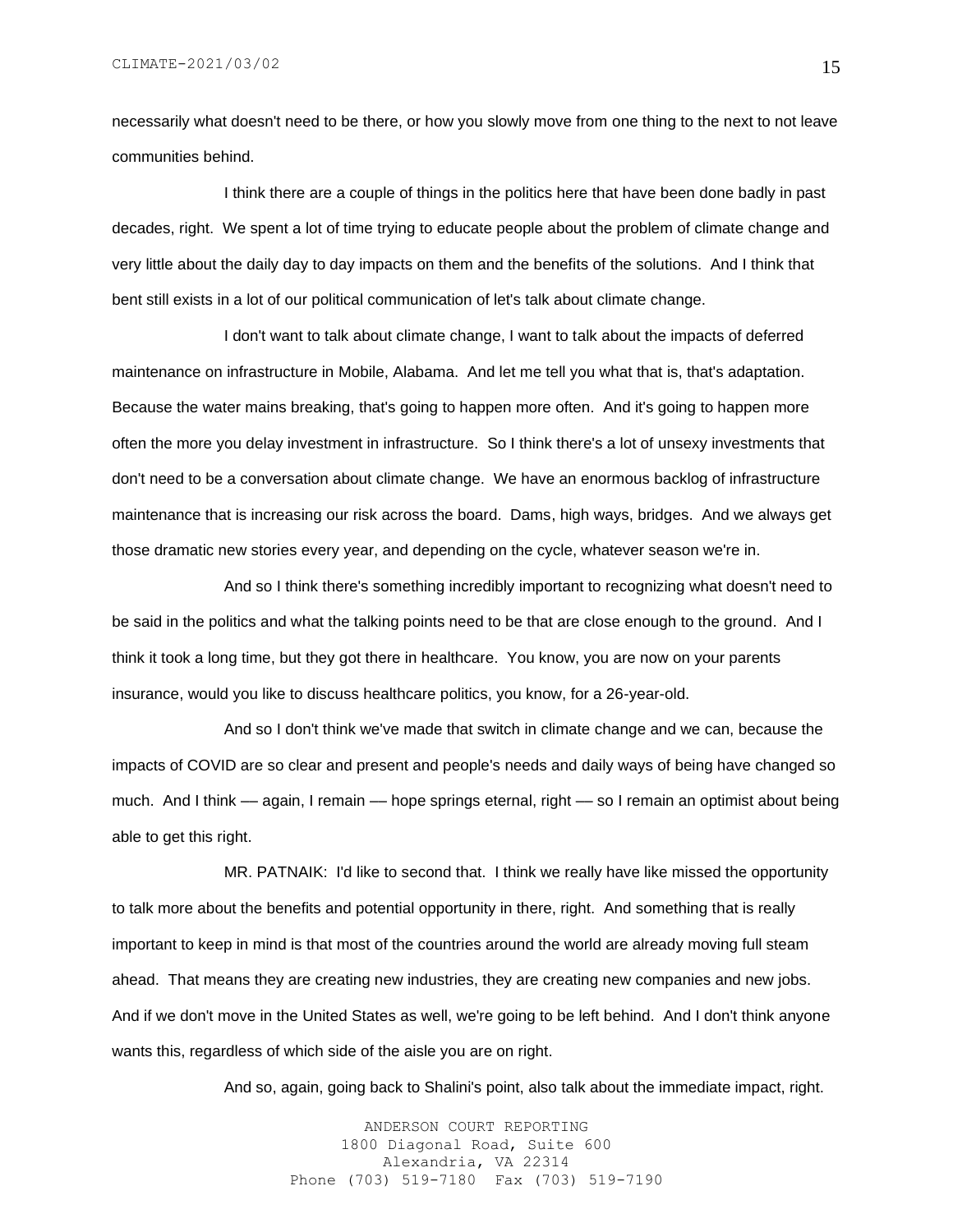necessarily what doesn't need to be there, or how you slowly move from one thing to the next to not leave communities behind.

I think there are a couple of things in the politics here that have been done badly in past decades, right. We spent a lot of time trying to educate people about the problem of climate change and very little about the daily day to day impacts on them and the benefits of the solutions. And I think that bent still exists in a lot of our political communication of let's talk about climate change.

I don't want to talk about climate change, I want to talk about the impacts of deferred maintenance on infrastructure in Mobile, Alabama. And let me tell you what that is, that's adaptation. Because the water mains breaking, that's going to happen more often. And it's going to happen more often the more you delay investment in infrastructure. So I think there's a lot of unsexy investments that don't need to be a conversation about climate change. We have an enormous backlog of infrastructure maintenance that is increasing our risk across the board. Dams, high ways, bridges. And we always get those dramatic new stories every year, and depending on the cycle, whatever season we're in.

And so I think there's something incredibly important to recognizing what doesn't need to be said in the politics and what the talking points need to be that are close enough to the ground. And I think it took a long time, but they got there in healthcare. You know, you are now on your parents insurance, would you like to discuss healthcare politics, you know, for a 26-year-old.

And so I don't think we've made that switch in climate change and we can, because the impacts of COVID are so clear and present and people's needs and daily ways of being have changed so much. And I think — again, I remain — hope springs eternal, right — so I remain an optimist about being able to get this right.

MR. PATNAIK: I'd like to second that. I think we really have like missed the opportunity to talk more about the benefits and potential opportunity in there, right. And something that is really important to keep in mind is that most of the countries around the world are already moving full steam ahead. That means they are creating new industries, they are creating new companies and new jobs. And if we don't move in the United States as well, we're going to be left behind. And I don't think anyone wants this, regardless of which side of the aisle you are on right.

And so, again, going back to Shalini's point, also talk about the immediate impact, right.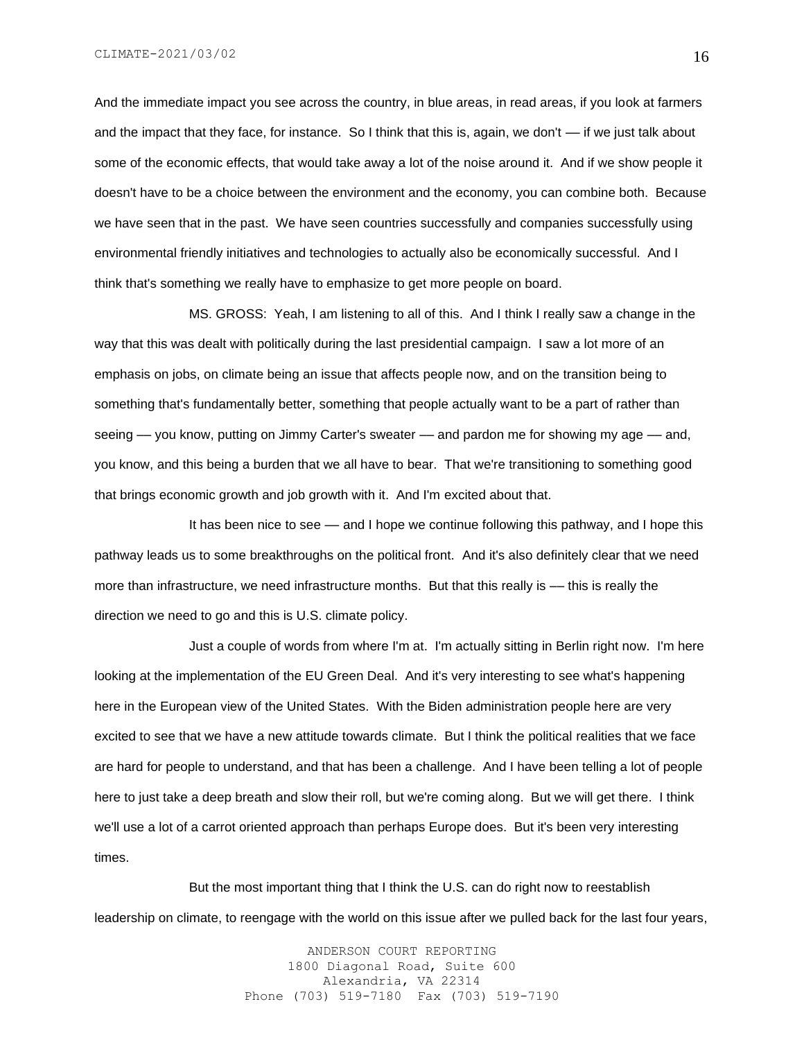And the immediate impact you see across the country, in blue areas, in read areas, if you look at farmers and the impact that they face, for instance. So I think that this is, again, we don't — if we just talk about some of the economic effects, that would take away a lot of the noise around it. And if we show people it doesn't have to be a choice between the environment and the economy, you can combine both. Because we have seen that in the past. We have seen countries successfully and companies successfully using environmental friendly initiatives and technologies to actually also be economically successful. And I think that's something we really have to emphasize to get more people on board.

MS. GROSS: Yeah, I am listening to all of this. And I think I really saw a change in the way that this was dealt with politically during the last presidential campaign. I saw a lot more of an emphasis on jobs, on climate being an issue that affects people now, and on the transition being to something that's fundamentally better, something that people actually want to be a part of rather than seeing — you know, putting on Jimmy Carter's sweater — and pardon me for showing my age — and, you know, and this being a burden that we all have to bear. That we're transitioning to something good that brings economic growth and job growth with it. And I'm excited about that.

It has been nice to see — and I hope we continue following this pathway, and I hope this pathway leads us to some breakthroughs on the political front. And it's also definitely clear that we need more than infrastructure, we need infrastructure months. But that this really is –– this is really the direction we need to go and this is U.S. climate policy.

Just a couple of words from where I'm at. I'm actually sitting in Berlin right now. I'm here looking at the implementation of the EU Green Deal. And it's very interesting to see what's happening here in the European view of the United States. With the Biden administration people here are very excited to see that we have a new attitude towards climate. But I think the political realities that we face are hard for people to understand, and that has been a challenge. And I have been telling a lot of people here to just take a deep breath and slow their roll, but we're coming along. But we will get there. I think we'll use a lot of a carrot oriented approach than perhaps Europe does. But it's been very interesting times.

But the most important thing that I think the U.S. can do right now to reestablish leadership on climate, to reengage with the world on this issue after we pulled back for the last four years,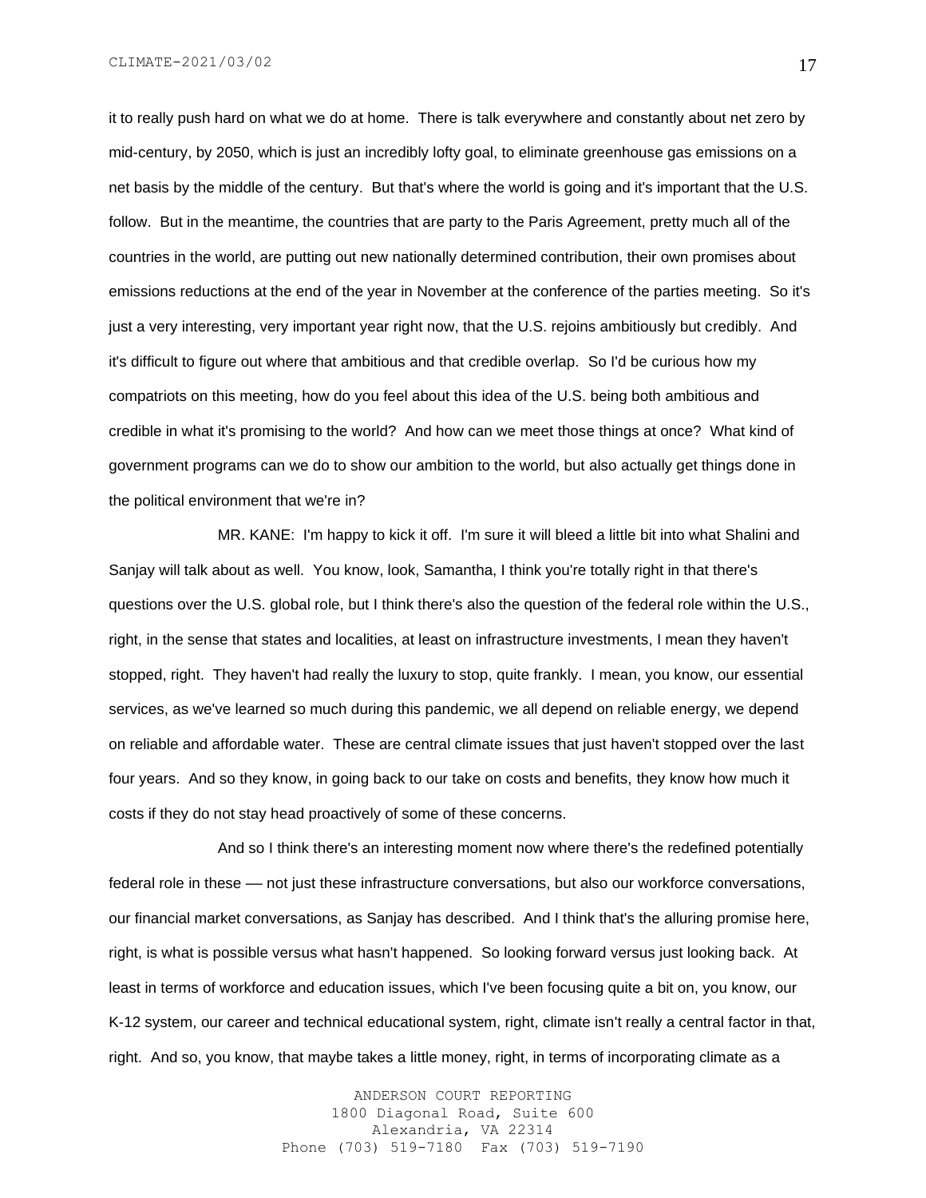it to really push hard on what we do at home. There is talk everywhere and constantly about net zero by mid-century, by 2050, which is just an incredibly lofty goal, to eliminate greenhouse gas emissions on a net basis by the middle of the century. But that's where the world is going and it's important that the U.S. follow. But in the meantime, the countries that are party to the Paris Agreement, pretty much all of the countries in the world, are putting out new nationally determined contribution, their own promises about emissions reductions at the end of the year in November at the conference of the parties meeting. So it's just a very interesting, very important year right now, that the U.S. rejoins ambitiously but credibly. And it's difficult to figure out where that ambitious and that credible overlap. So I'd be curious how my compatriots on this meeting, how do you feel about this idea of the U.S. being both ambitious and credible in what it's promising to the world? And how can we meet those things at once? What kind of government programs can we do to show our ambition to the world, but also actually get things done in the political environment that we're in?

MR. KANE: I'm happy to kick it off. I'm sure it will bleed a little bit into what Shalini and Sanjay will talk about as well. You know, look, Samantha, I think you're totally right in that there's questions over the U.S. global role, but I think there's also the question of the federal role within the U.S., right, in the sense that states and localities, at least on infrastructure investments, I mean they haven't stopped, right. They haven't had really the luxury to stop, quite frankly. I mean, you know, our essential services, as we've learned so much during this pandemic, we all depend on reliable energy, we depend on reliable and affordable water. These are central climate issues that just haven't stopped over the last four years. And so they know, in going back to our take on costs and benefits, they know how much it costs if they do not stay head proactively of some of these concerns.

And so I think there's an interesting moment now where there's the redefined potentially federal role in these — not just these infrastructure conversations, but also our workforce conversations, our financial market conversations, as Sanjay has described. And I think that's the alluring promise here, right, is what is possible versus what hasn't happened. So looking forward versus just looking back. At least in terms of workforce and education issues, which I've been focusing quite a bit on, you know, our K-12 system, our career and technical educational system, right, climate isn't really a central factor in that, right. And so, you know, that maybe takes a little money, right, in terms of incorporating climate as a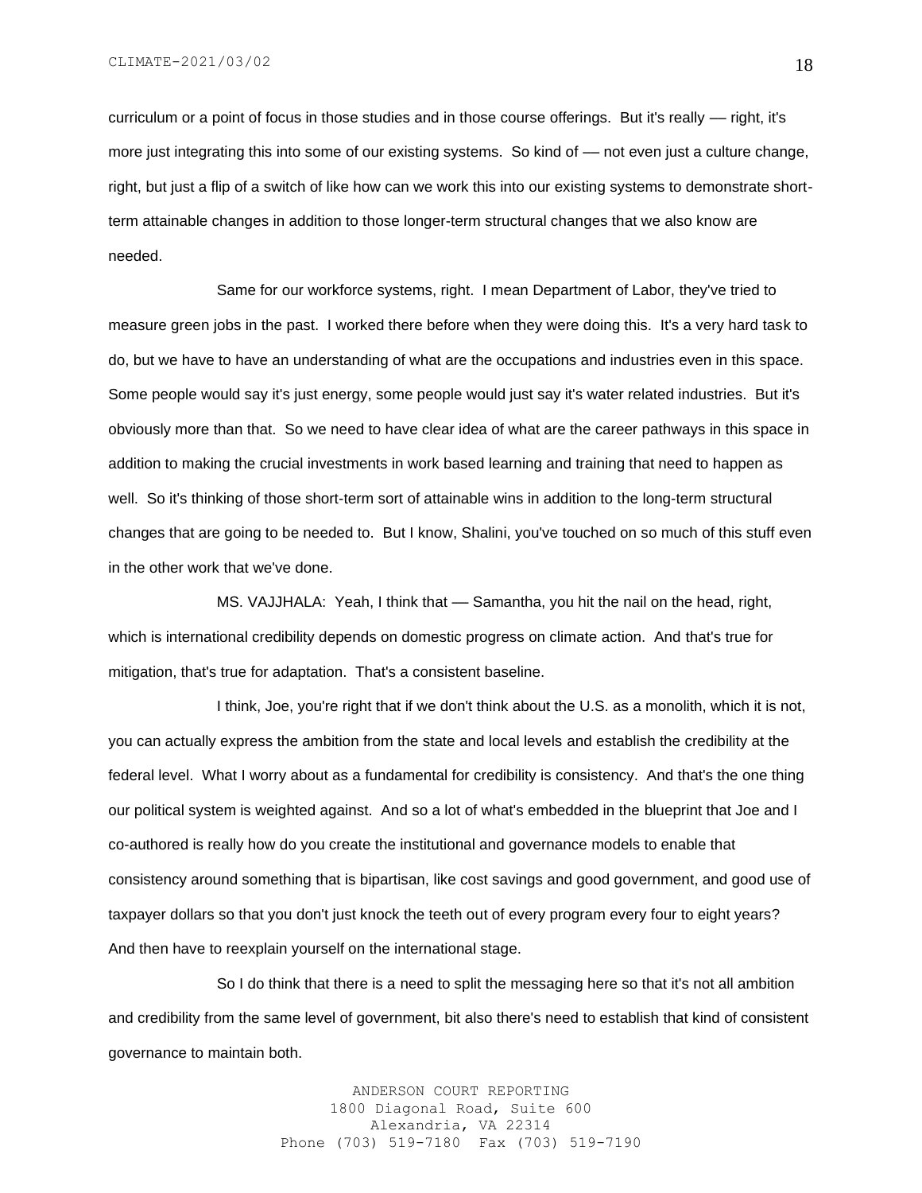curriculum or a point of focus in those studies and in those course offerings. But it's really — right, it's more just integrating this into some of our existing systems. So kind of — not even just a culture change, right, but just a flip of a switch of like how can we work this into our existing systems to demonstrate short-term attainable changes in addition to those longer-term structural changes that we also know are needed.

Same for our workforce systems, right. I mean Department of Labor, they've tried to measure green jobs in the past. I worked there before when they were doing this. It's a very hard task to do, but we have to have an understanding of what are the occupations and industries even in this space. Some people would say it's just energy, some people would just say it's water related industries. But it's obviously more than that. So we need to have clear idea of what are the career pathways in this space in addition to making the crucial investments in work based learning and training that need to happen as well. So it's thinking of those short-term sort of attainable wins in addition to the long-term structural changes that are going to be needed to. But I know, Shalini, you've touched on so much of this stuff even in the other work that we've done.

MS. VAJJHALA: Yeah, I think that — Samantha, you hit the nail on the head, right, which is international credibility depends on domestic progress on climate action. And that's true for mitigation, that's true for adaptation. That's a consistent baseline.

I think, Joe, you're right that if we don't think about the U.S. as a monolith, which it is not, you can actually express the ambition from the state and local levels and establish the credibility at the federal level. What I worry about as a fundamental for credibility is consistency. And that's the one thing our political system is weighted against. And so a lot of what's embedded in the blueprint that Joe and I co-authored is really how do you create the institutional and governance models to enable that consistency around something that is bipartisan, like cost savings and good government, and good use of taxpayer dollars so that you don't just knock the teeth out of every program every four to eight years? And then have to reexplain yourself on the international stage.

So I do think that there is a need to split the messaging here so that it's not all ambition and credibility from the same level of government, bit also there's need to establish that kind of consistent governance to maintain both.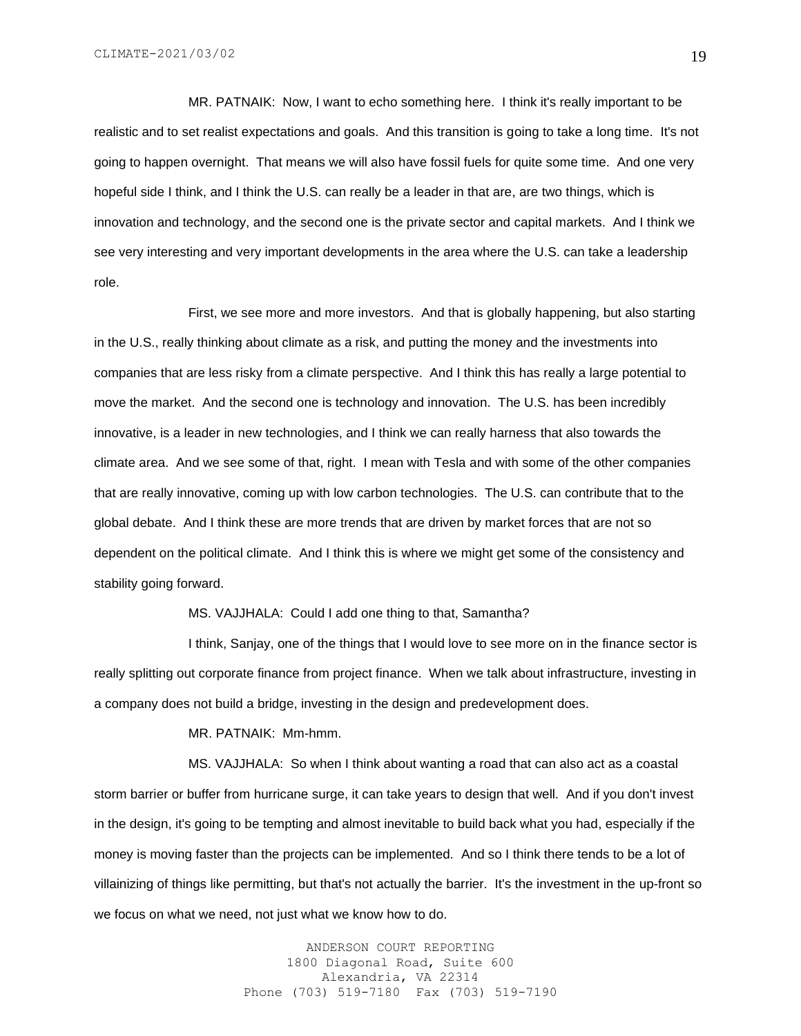MR. PATNAIK: Now, I want to echo something here. I think it's really important to be realistic and to set realist expectations and goals. And this transition is going to take a long time. It's not going to happen overnight. That means we will also have fossil fuels for quite some time. And one very hopeful side I think, and I think the U.S. can really be a leader in that are, are two things, which is innovation and technology, and the second one is the private sector and capital markets. And I think we see very interesting and very important developments in the area where the U.S. can take a leadership role.

First, we see more and more investors. And that is globally happening, but also starting in the U.S., really thinking about climate as a risk, and putting the money and the investments into companies that are less risky from a climate perspective. And I think this has really a large potential to move the market. And the second one is technology and innovation. The U.S. has been incredibly innovative, is a leader in new technologies, and I think we can really harness that also towards the climate area. And we see some of that, right. I mean with Tesla and with some of the other companies that are really innovative, coming up with low carbon technologies. The U.S. can contribute that to the global debate. And I think these are more trends that are driven by market forces that are not so dependent on the political climate. And I think this is where we might get some of the consistency and stability going forward.

MS. VAJJHALA: Could I add one thing to that, Samantha?

I think, Sanjay, one of the things that I would love to see more on in the finance sector is really splitting out corporate finance from project finance. When we talk about infrastructure, investing in a company does not build a bridge, investing in the design and predevelopment does.

MR. PATNAIK: Mm-hmm.

MS. VAJJHALA: So when I think about wanting a road that can also act as a coastal storm barrier or buffer from hurricane surge, it can take years to design that well. And if you don't invest in the design, it's going to be tempting and almost inevitable to build back what you had, especially if the money is moving faster than the projects can be implemented. And so I think there tends to be a lot of villainizing of things like permitting, but that's not actually the barrier. It's the investment in the up-front so we focus on what we need, not just what we know how to do.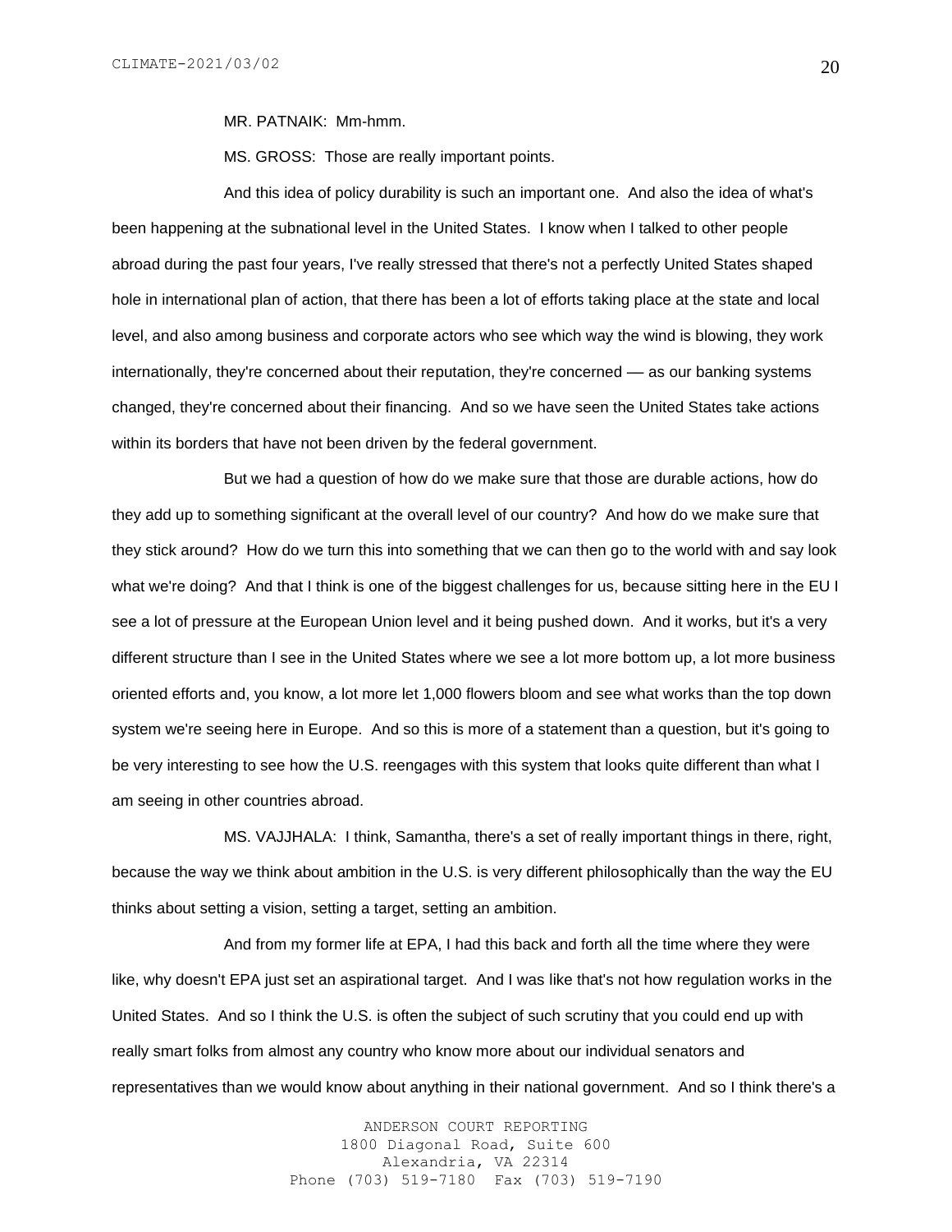MR. PATNAIK: Mm-hmm.

MS. GROSS: Those are really important points.

And this idea of policy durability is such an important one. And also the idea of what's been happening at the subnational level in the United States. I know when I talked to other people abroad during the past four years, I've really stressed that there's not a perfectly United States shaped hole in international plan of action, that there has been a lot of efforts taking place at the state and local level, and also among business and corporate actors who see which way the wind is blowing, they work internationally, they're concerned about their reputation, they're concerned — as our banking systems changed, they're concerned about their financing. And so we have seen the United States take actions within its borders that have not been driven by the federal government.

But we had a question of how do we make sure that those are durable actions, how do they add up to something significant at the overall level of our country? And how do we make sure that they stick around? How do we turn this into something that we can then go to the world with and say look what we're doing? And that I think is one of the biggest challenges for us, because sitting here in the EU I see a lot of pressure at the European Union level and it being pushed down. And it works, but it's a very different structure than I see in the United States where we see a lot more bottom up, a lot more business oriented efforts and, you know, a lot more let 1,000 flowers bloom and see what works than the top down system we're seeing here in Europe. And so this is more of a statement than a question, but it's going to be very interesting to see how the U.S. reengages with this system that looks quite different than what I am seeing in other countries abroad.

MS. VAJJHALA: I think, Samantha, there's a set of really important things in there, right, because the way we think about ambition in the U.S. is very different philosophically than the way the EU thinks about setting a vision, setting a target, setting an ambition.

And from my former life at EPA, I had this back and forth all the time where they were like, why doesn't EPA just set an aspirational target. And I was like that's not how regulation works in the United States. And so I think the U.S. is often the subject of such scrutiny that you could end up with really smart folks from almost any country who know more about our individual senators and representatives than we would know about anything in their national government. And so I think there's a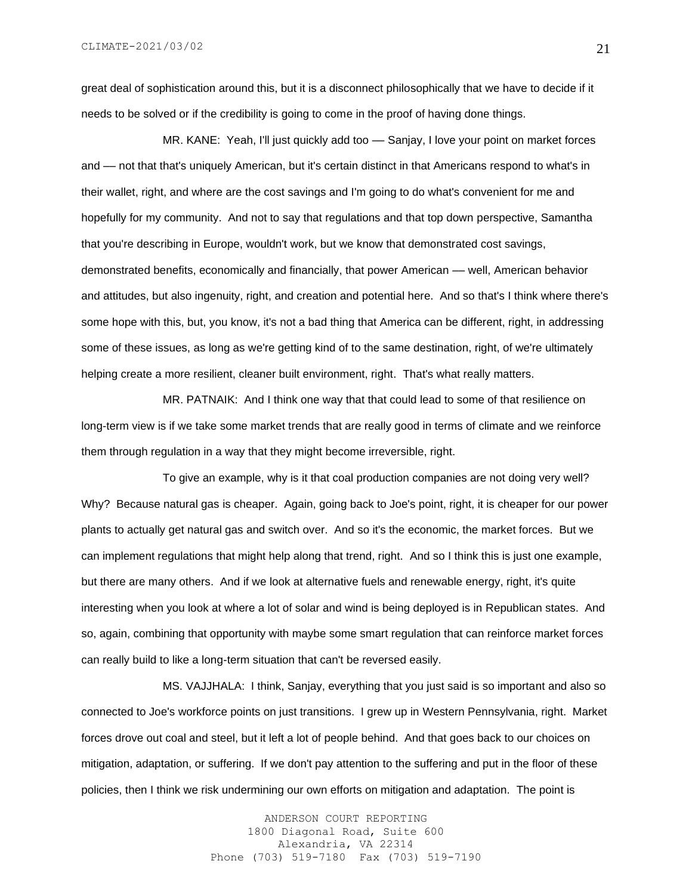great deal of sophistication around this, but it is a disconnect philosophically that we have to decide if it needs to be solved or if the credibility is going to come in the proof of having done things.

MR. KANE: Yeah, I'll just quickly add too — Sanjay, I love your point on market forces and — not that that's uniquely American, but it's certain distinct in that Americans respond to what's in their wallet, right, and where are the cost savings and I'm going to do what's convenient for me and hopefully for my community. And not to say that regulations and that top down perspective, Samantha that you're describing in Europe, wouldn't work, but we know that demonstrated cost savings, demonstrated benefits, economically and financially, that power American — well, American behavior and attitudes, but also ingenuity, right, and creation and potential here. And so that's I think where there's some hope with this, but, you know, it's not a bad thing that America can be different, right, in addressing some of these issues, as long as we're getting kind of to the same destination, right, of we're ultimately helping create a more resilient, cleaner built environment, right. That's what really matters.

MR. PATNAIK: And I think one way that that could lead to some of that resilience on long-term view is if we take some market trends that are really good in terms of climate and we reinforce them through regulation in a way that they might become irreversible, right.

To give an example, why is it that coal production companies are not doing very well? Why? Because natural gas is cheaper. Again, going back to Joe's point, right, it is cheaper for our power plants to actually get natural gas and switch over. And so it's the economic, the market forces. But we can implement regulations that might help along that trend, right. And so I think this is just one example, but there are many others. And if we look at alternative fuels and renewable energy, right, it's quite interesting when you look at where a lot of solar and wind is being deployed is in Republican states. And so, again, combining that opportunity with maybe some smart regulation that can reinforce market forces can really build to like a long-term situation that can't be reversed easily.

MS. VAJJHALA: I think, Sanjay, everything that you just said is so important and also so connected to Joe's workforce points on just transitions. I grew up in Western Pennsylvania, right. Market forces drove out coal and steel, but it left a lot of people behind. And that goes back to our choices on mitigation, adaptation, or suffering. If we don't pay attention to the suffering and put in the floor of these policies, then I think we risk undermining our own efforts on mitigation and adaptation. The point is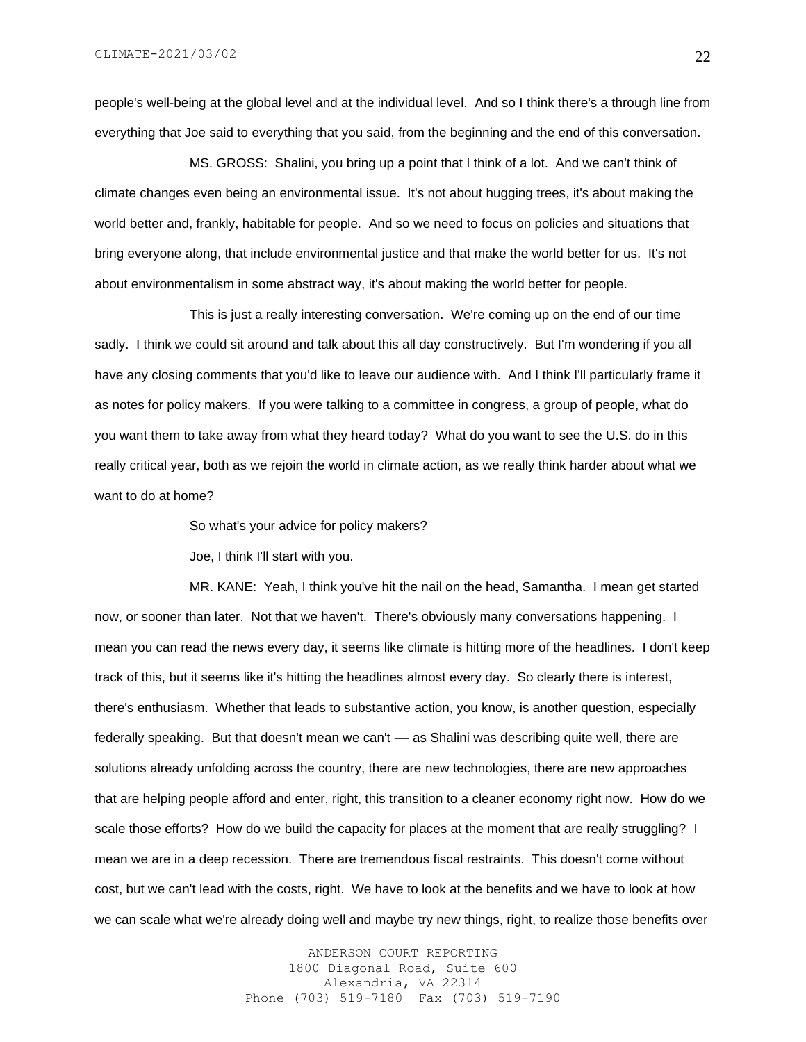people's well-being at the global level and at the individual level. And so I think there's a through line from everything that Joe said to everything that you said, from the beginning and the end of this conversation.

MS. GROSS: Shalini, you bring up a point that I think of a lot. And we can't think of climate changes even being an environmental issue. It's not about hugging trees, it's about making the world better and, frankly, habitable for people. And so we need to focus on policies and situations that bring everyone along, that include environmental justice and that make the world better for us. It's not about environmentalism in some abstract way, it's about making the world better for people.

This is just a really interesting conversation. We're coming up on the end of our time sadly. I think we could sit around and talk about this all day constructively. But I'm wondering if you all have any closing comments that you'd like to leave our audience with. And I think I'll particularly frame it as notes for policy makers. If you were talking to a committee in congress, a group of people, what do you want them to take away from what they heard today? What do you want to see the U.S. do in this really critical year, both as we rejoin the world in climate action, as we really think harder about what we want to do at home?

So what's your advice for policy makers?

Joe, I think I'll start with you.

MR. KANE: Yeah, I think you've hit the nail on the head, Samantha. I mean get started now, or sooner than later. Not that we haven't. There's obviously many conversations happening. I mean you can read the news every day, it seems like climate is hitting more of the headlines. I don't keep track of this, but it seems like it's hitting the headlines almost every day. So clearly there is interest, there's enthusiasm. Whether that leads to substantive action, you know, is another question, especially federally speaking. But that doesn't mean we can't –– as Shalini was describing quite well, there are solutions already unfolding across the country, there are new technologies, there are new approaches that are helping people afford and enter, right, this transition to a cleaner economy right now. How do we scale those efforts? How do we build the capacity for places at the moment that are really struggling? I mean we are in a deep recession. There are tremendous fiscal restraints. This doesn't come without cost, but we can't lead with the costs, right. We have to look at the benefits and we have to look at how we can scale what we're already doing well and maybe try new things, right, to realize those benefits over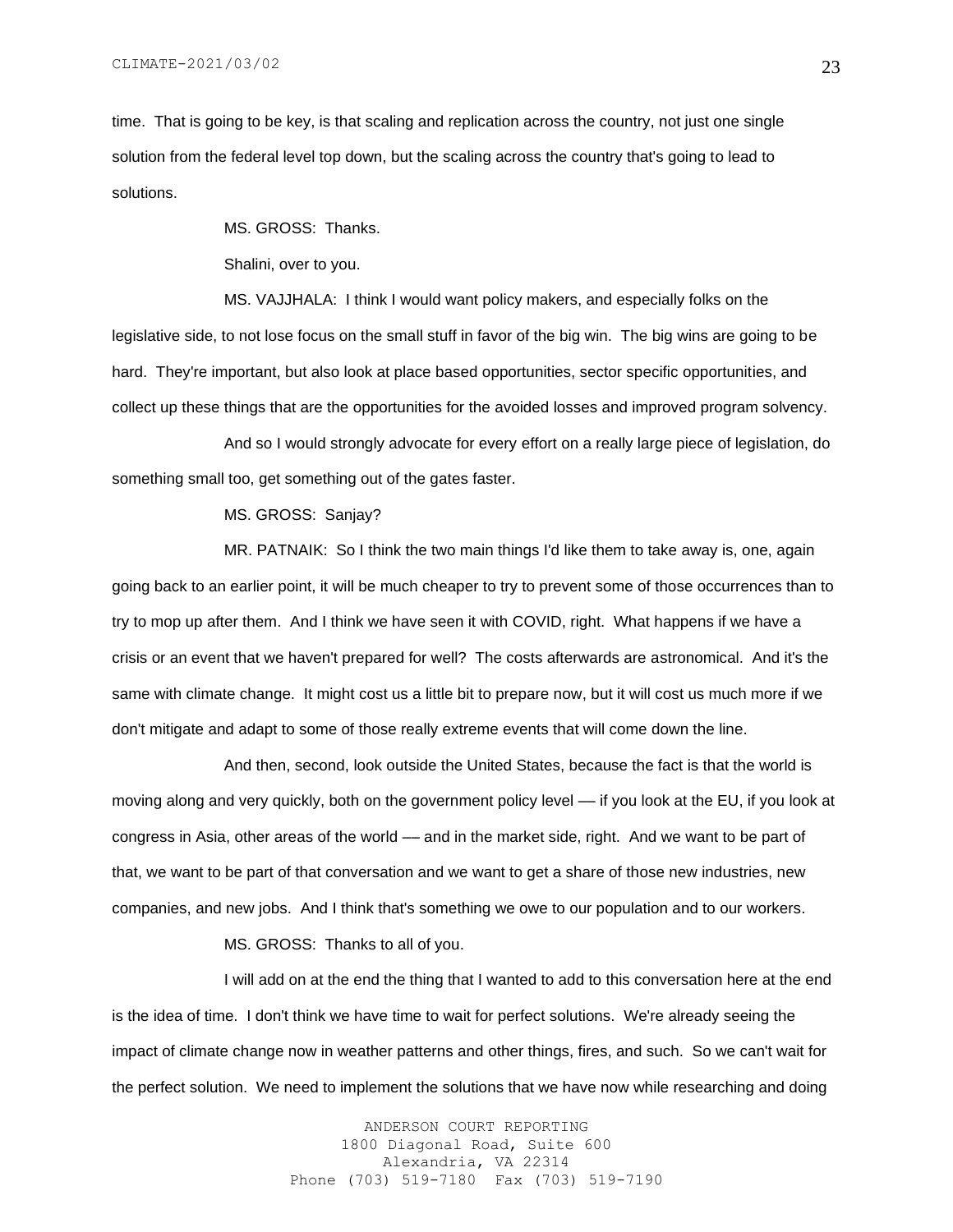time. That is going to be key, is that scaling and replication across the country, not just one single solution from the federal level top down, but the scaling across the country that's going to lead to solutions.

MS. GROSS: Thanks.

Shalini, over to you.

MS. VAJJHALA: I think I would want policy makers, and especially folks on the legislative side, to not lose focus on the small stuff in favor of the big win. The big wins are going to be hard. They're important, but also look at place based opportunities, sector specific opportunities, and collect up these things that are the opportunities for the avoided losses and improved program solvency.

And so I would strongly advocate for every effort on a really large piece of legislation, do something small too, get something out of the gates faster.

MS. GROSS: Sanjay?

MR. PATNAIK: So I think the two main things I'd like them to take away is, one, again going back to an earlier point, it will be much cheaper to try to prevent some of those occurrences than to try to mop up after them. And I think we have seen it with COVID, right. What happens if we have a crisis or an event that we haven't prepared for well? The costs afterwards are astronomical. And it's the same with climate change. It might cost us a little bit to prepare now, but it will cost us much more if we don't mitigate and adapt to some of those really extreme events that will come down the line.

And then, second, look outside the United States, because the fact is that the world is moving along and very quickly, both on the government policy level — if you look at the EU, if you look at congress in Asia, other areas of the world — and in the market side, right. And we want to be part of that, we want to be part of that conversation and we want to get a share of those new industries, new companies, and new jobs. And I think that's something we owe to our population and to our workers.

MS. GROSS: Thanks to all of you.

I will add on at the end the thing that I wanted to add to this conversation here at the end is the idea of time. I don't think we have time to wait for perfect solutions. We're already seeing the impact of climate change now in weather patterns and other things, fires, and such. So we can't wait for the perfect solution. We need to implement the solutions that we have now while researching and doing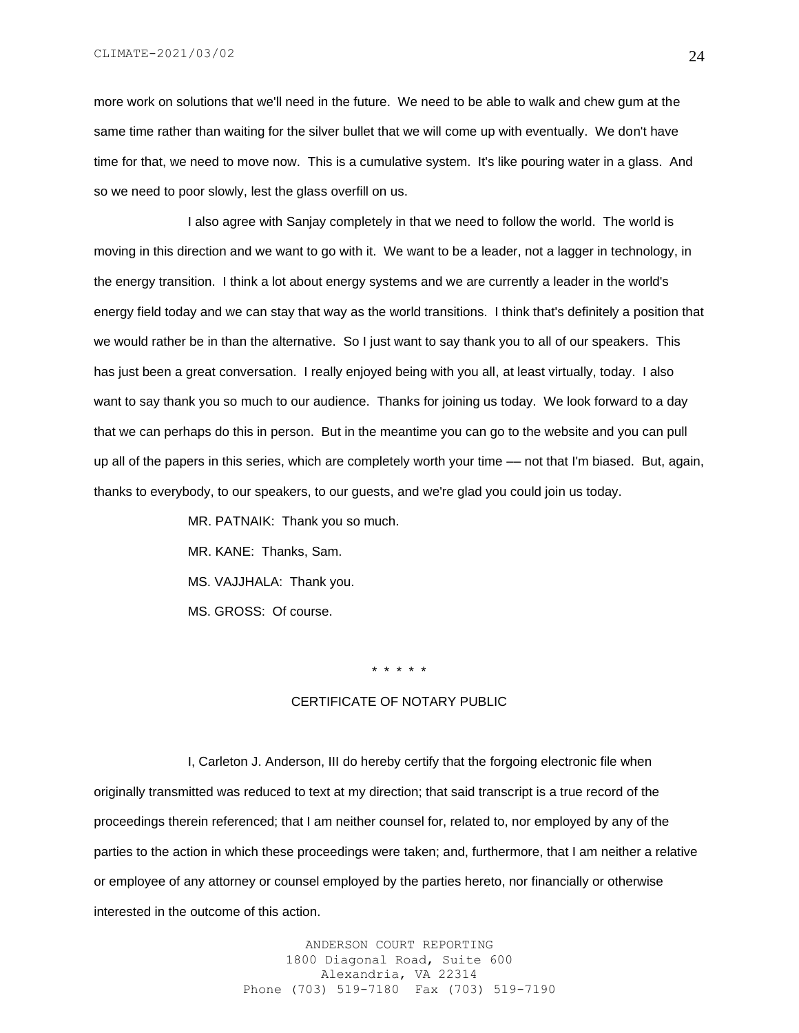more work on solutions that we'll need in the future. We need to be able to walk and chew gum at the same time rather than waiting for the silver bullet that we will come up with eventually. We don't have time for that, we need to move now. This is a cumulative system. It's like pouring water in a glass. And so we need to poor slowly, lest the glass overfill on us.

I also agree with Sanjay completely in that we need to follow the world. The world is moving in this direction and we want to go with it. We want to be a leader, not a lagger in technology, in the energy transition. I think a lot about energy systems and we are currently a leader in the world's energy field today and we can stay that way as the world transitions. I think that's definitely a position that we would rather be in than the alternative. So I just want to say thank you to all of our speakers. This has just been a great conversation. I really enjoyed being with you all, at least virtually, today. I also want to say thank you so much to our audience. Thanks for joining us today. We look forward to a day that we can perhaps do this in person. But in the meantime you can go to the website and you can pull up all of the papers in this series, which are completely worth your time –– not that I'm biased. But, again, thanks to everybody, to our speakers, to our guests, and we're glad you could join us today.

MR. PATNAIK: Thank you so much.

MR. KANE: Thanks, Sam.

MS. VAJJHALA: Thank you.

MS. GROSS: Of course.

* * * * *

CERTIFICATE OF NOTARY PUBLIC

I, Carleton J. Anderson, III do hereby certify that the forgoing electronic file when originally transmitted was reduced to text at my direction; that said transcript is a true record of the proceedings therein referenced; that I am neither counsel for, related to, nor employed by any of the parties to the action in which these proceedings were taken; and, furthermore, that I am neither a relative or employee of any attorney or counsel employed by the parties hereto, nor financially or otherwise interested in the outcome of this action.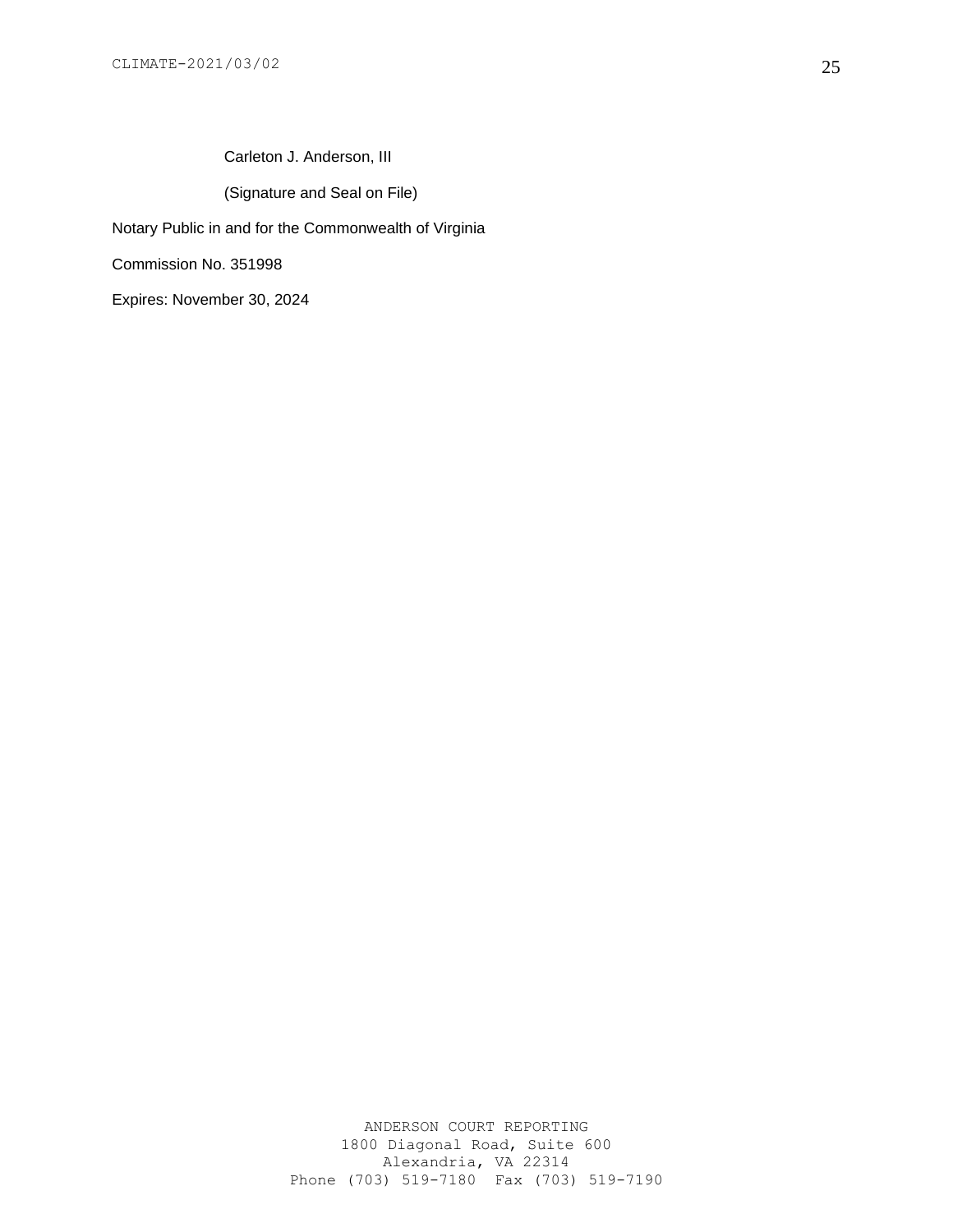Carleton J. Anderson, III

(Signature and Seal on File)

Notary Public in and for the Commonwealth of Virginia

Commission No. 351998

Expires: November 30, 2024